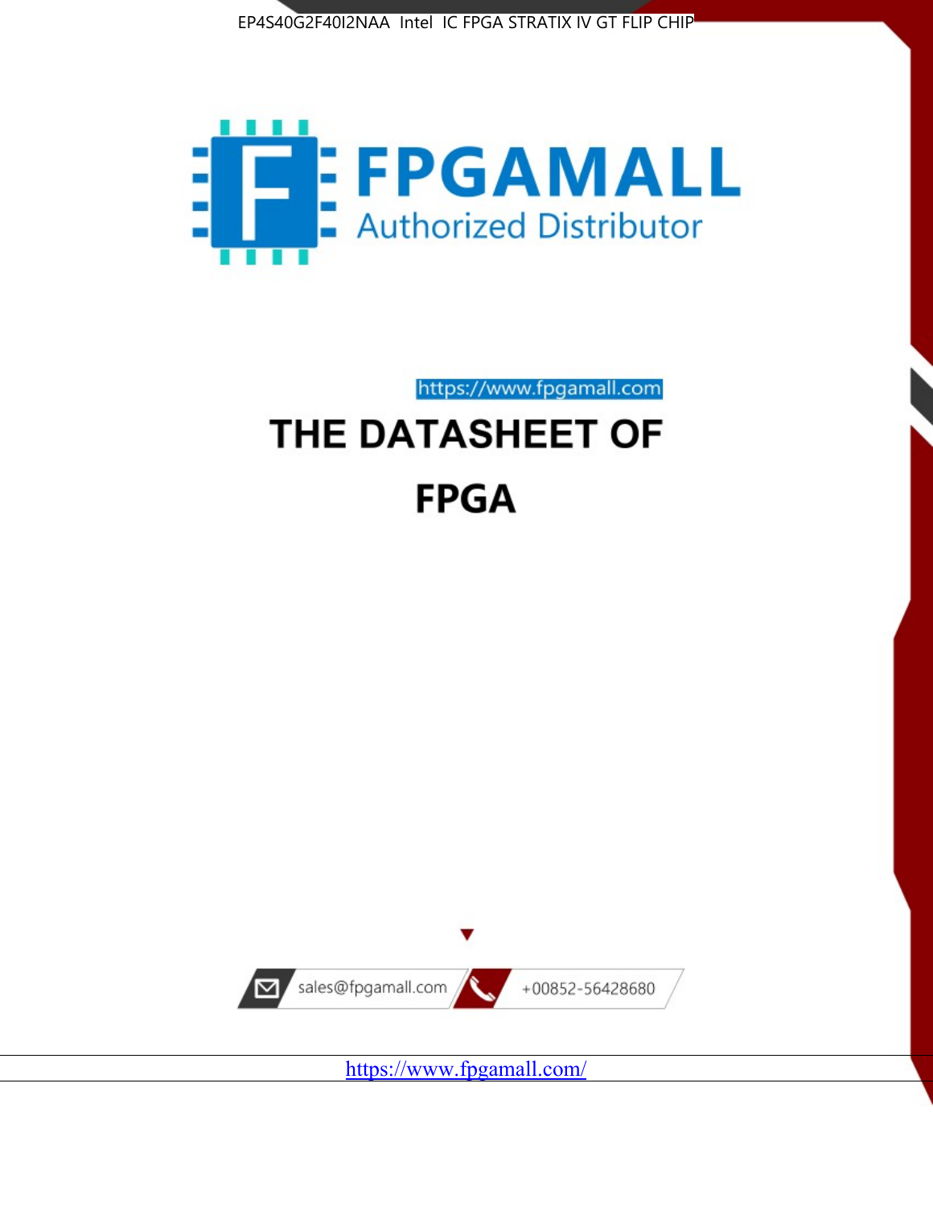EP4S40G2F40I2NAA Intel IC FPGA STRATIX IV GT FLIP CHIP

FPGAMALL

Authorized Distributor

https://www.fpgamall.com

# THE DATASHEET OF

# FPGA

sales@fpgamall.com

+00852-56428680

https://www.fpgamall.com/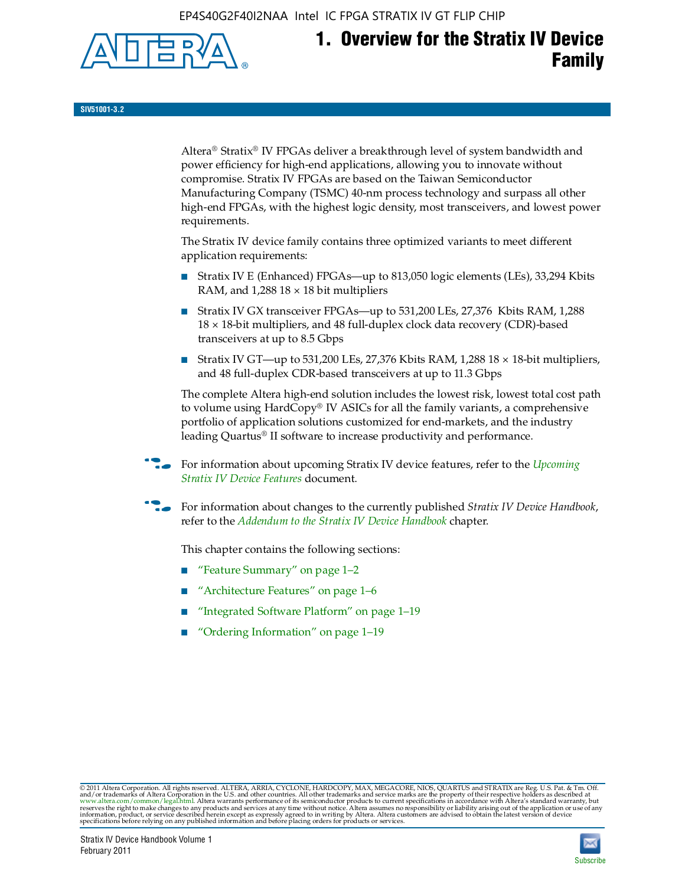# 1. Overview for the Stratix IV Device Family

SIV51001-3.2

Altera® Stratix® IV FPGAs deliver a breakthrough level of system bandwidth and power efficiency for high-end applications, allowing you to innovate without compromise. Stratix IV FPGAs are based on the Taiwan Semiconductor Manufacturing Company (TSMC) 40-nm process technology and surpass all other high-end FPGAs, with the highest logic density, most transceivers, and lowest power requirements.

The Stratix IV device family contains three optimized variants to meet different application requirements:

- Stratix IV E (Enhanced) FPGAs—up to 813,050 logic elements (LEs), 33,294 Kbits RAM, and 1,288 18 × 18 bit multipliers
- Stratix IV GX transceiver FPGAs—up to 531,200 LEs, 27,376 Kbits RAM, 1,288 18 × 18-bit multipliers, and 48 full-duplex clock data recovery (CDR)-based transceivers at up to 8.5 Gbps
- Stratix IV GT—up to 531,200 LEs, 27,376 Kbits RAM, 1,288 18 × 18-bit multipliers, and 48 full-duplex CDR-based transceivers at up to 11.3 Gbps

The complete Altera high-end solution includes the lowest risk, lowest total cost path to volume using HardCopy® IV ASICs for all the family variants, a comprehensive portfolio of application solutions customized for end-markets, and the industry leading Quartus® II software to increase productivity and performance.

For information about upcoming Stratix IV device features, refer to the *Upcoming Stratix IV Device Features* document.

For information about changes to the currently published *Stratix IV Device Handbook*, refer to the *Addendum to the Stratix IV Device Handbook* chapter.

This chapter contains the following sections:

- "Feature Summary" on page 1–2
- "Architecture Features" on page 1–6
- "Integrated Software Platform" on page 1–19
- "Ordering Information" on page 1–19

© 2011 Altera Corporation. All rights reserved. ALTERA, ARRIA, CYCLONE, HARDCOPY, MAX, MEGACORE, NIOS, QUARTUS and STRATIX are Reg. U.S. Pat. & Tm. Off. and/or trademarks of Altera Corporation in the U.S. and other countries. All other trademarks and service marks are the property of their respective holders as described at www.altera.com/common/legal.html. Altera warrants performance of its semiconductor products to current specifications in accordance with Altera's standard warranty, but reserves the right to make changes to any products and services at any time without notice. Altera assumes no responsibility or liability arising out of the application or use of any information, product, or service described herein except as expressly agreed to in writing by Altera. Altera customers are advised to obtain the latest version of device specifications before relying on any published information and before placing orders for products or services.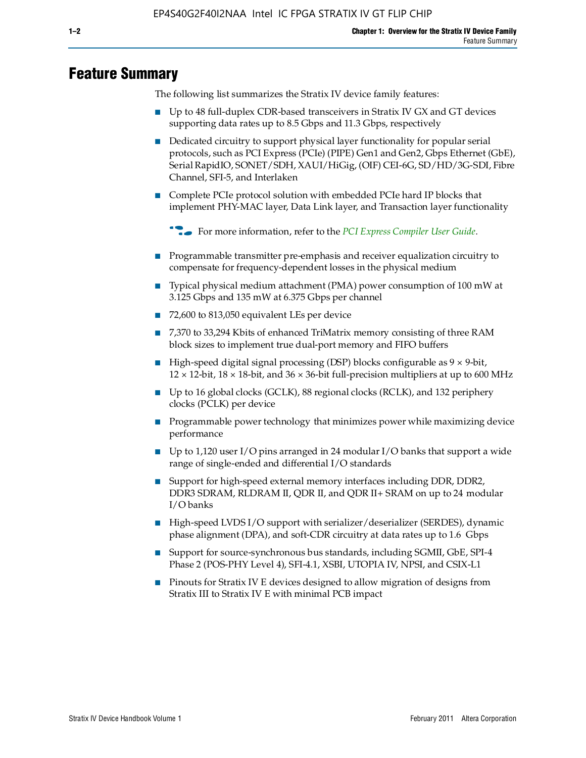# Feature Summary

The following list summarizes the Stratix IV device family features:

- Up to 48 full-duplex CDR-based transceivers in Stratix IV GX and GT devices supporting data rates up to 8.5 Gbps and 11.3 Gbps, respectively
- Dedicated circuitry to support physical layer functionality for popular serial protocols, such as PCI Express (PCIe) (PIPE) Gen1 and Gen2, Gbps Ethernet (GbE), Serial RapidIO, SONET/SDH, XAUI/HiGig, (OIF) CEI-6G, SD/HD/3G-SDI, Fibre Channel, SFI-5, and Interlaken
- Complete PCIe protocol solution with embedded PCIe hard IP blocks that implement PHY-MAC layer, Data Link layer, and Transaction layer functionality

  For more information, refer to the *PCI Express Compiler User Guide*.

- Programmable transmitter pre-emphasis and receiver equalization circuitry to compensate for frequency-dependent losses in the physical medium
- Typical physical medium attachment (PMA) power consumption of 100 mW at 3.125 Gbps and 135 mW at 6.375 Gbps per channel
- 72,600 to 813,050 equivalent LEs per device
- 7,370 to 33,294 Kbits of enhanced TriMatrix memory consisting of three RAM block sizes to implement true dual-port memory and FIFO buffers
- High-speed digital signal processing (DSP) blocks configurable as 9 × 9-bit, 12 × 12-bit, 18 × 18-bit, and 36 × 36-bit full-precision multipliers at up to 600 MHz
- Up to 16 global clocks (GCLK), 88 regional clocks (RCLK), and 132 periphery clocks (PCLK) per device
- Programmable power technology that minimizes power while maximizing device performance
- Up to 1,120 user I/O pins arranged in 24 modular I/O banks that support a wide range of single-ended and differential I/O standards
- Support for high-speed external memory interfaces including DDR, DDR2, DDR3 SDRAM, RLDRAM II, QDR II, and QDR II+ SRAM on up to 24 modular I/O banks
- High-speed LVDS I/O support with serializer/deserializer (SERDES), dynamic phase alignment (DPA), and soft-CDR circuitry at data rates up to 1.6 Gbps
- Support for source-synchronous bus standards, including SGMII, GbE, SPI-4 Phase 2 (POS-PHY Level 4), SFI-4.1, XSBI, UTOPIA IV, NPSI, and CSIX-L1
- Pinouts for Stratix IV E devices designed to allow migration of designs from Stratix III to Stratix IV E with minimal PCB impact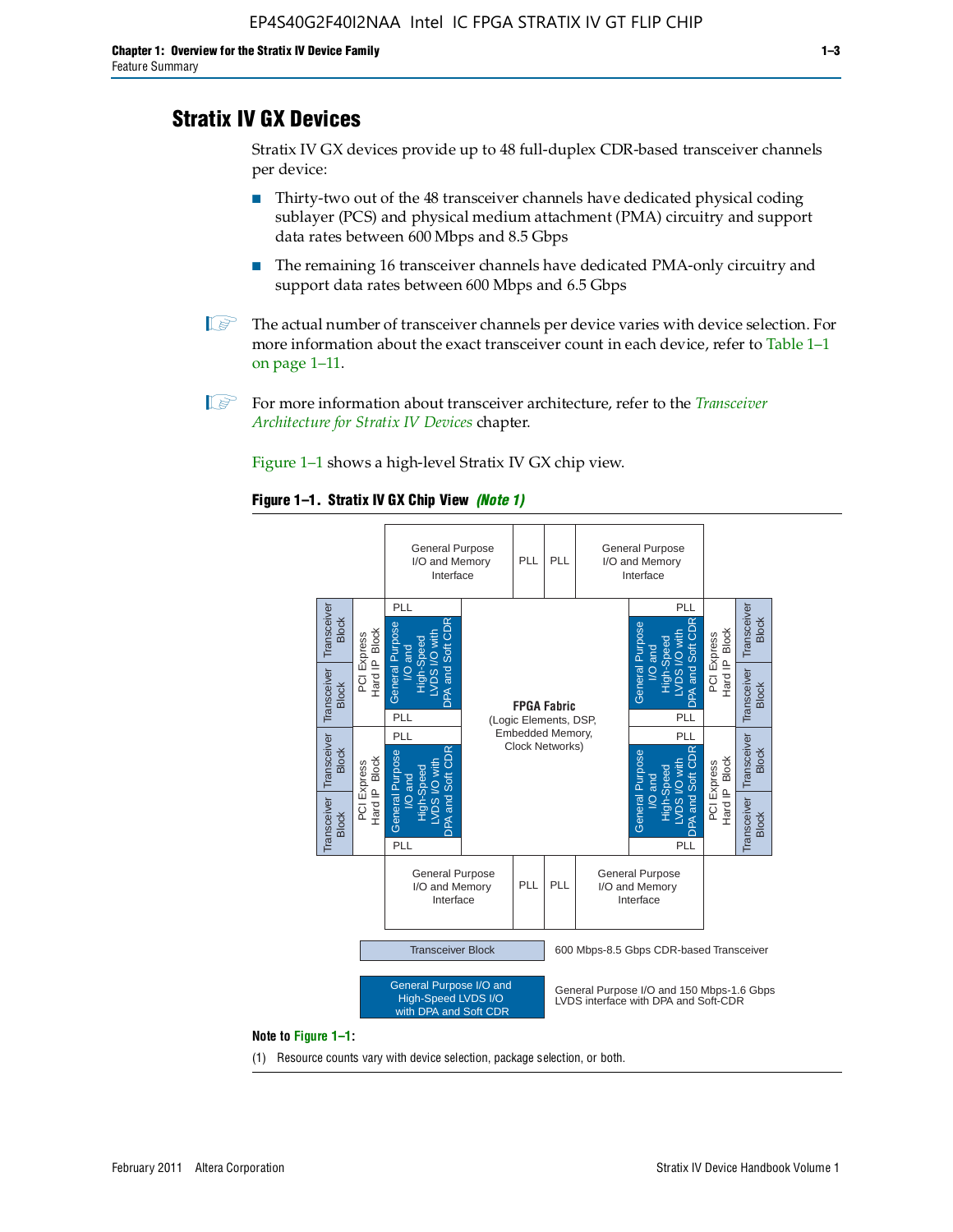## Stratix IV GX Devices

Stratix IV GX devices provide up to 48 full-duplex CDR-based transceiver channels per device:

- Thirty-two out of the 48 transceiver channels have dedicated physical coding sublayer (PCS) and physical medium attachment (PMA) circuitry and support data rates between 600 Mbps and 8.5 Gbps
- The remaining 16 transceiver channels have dedicated PMA-only circuitry and support data rates between 600 Mbps and 6.5 Gbps

The actual number of transceiver channels per device varies with device selection. For more information about the exact transceiver count in each device, refer to Table 1–1 on page 1–11.

For more information about transceiver architecture, refer to the *Transceiver Architecture for Stratix IV Devices* chapter.

Figure 1–1 shows a high-level Stratix IV GX chip view.

**Figure 1–1. Stratix IV GX Chip View** ***(Note 1)***

General Purpose I/O and Memory Interface | PLL | PLL | General Purpose I/O and Memory Interface

Transceiver Block | Transceiver Block | PCI Express Hard IP Block | PLL | General Purpose I/O and High-Speed LVDS I/O with DPA and Soft CDR | PLL

Transceiver Block | Transceiver Block | PCI Express Hard IP Block | PLL | General Purpose I/O and High-Speed LVDS I/O with DPA and Soft CDR | PLL

**FPGA Fabric**
(Logic Elements, DSP, Embedded Memory, Clock Networks)

General Purpose I/O and Memory Interface | PLL | PLL | General Purpose I/O and Memory Interface

Transceiver Block — 600 Mbps-8.5 Gbps CDR-based Transceiver

General Purpose I/O and High-Speed LVDS I/O with DPA and Soft CDR — General Purpose I/O and 150 Mbps-1.6 Gbps LVDS interface with DPA and Soft-CDR

**Note to Figure 1–1:**

(1) Resource counts vary with device selection, package selection, or both.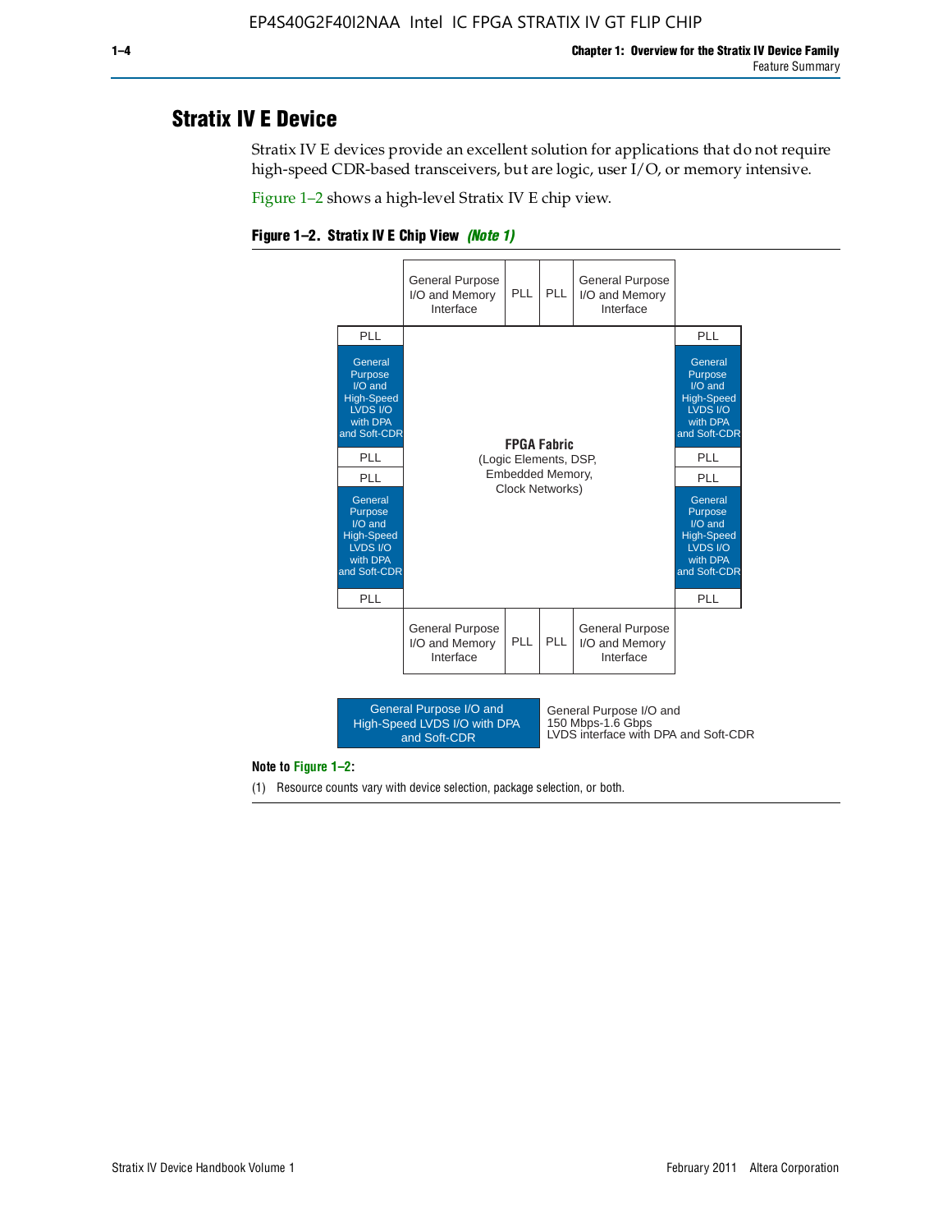## Stratix IV E Device

Stratix IV E devices provide an excellent solution for applications that do not require high-speed CDR-based transceivers, but are logic, user I/O, or memory intensive.

Figure 1–2 shows a high-level Stratix IV E chip view.

**Figure 1–2. Stratix IV E Chip View** ***(Note 1)***

General Purpose I/O and Memory Interface | PLL | PLL | General Purpose I/O and Memory Interface

PLL | General Purpose I/O and High-Speed LVDS I/O with DPA and Soft-CDR | PLL | PLL | General Purpose I/O and High-Speed LVDS I/O with DPA and Soft-CDR | PLL

**FPGA Fabric**
(Logic Elements, DSP, Embedded Memory, Clock Networks)

PLL | General Purpose I/O and High-Speed LVDS I/O with DPA and Soft-CDR | PLL | PLL | General Purpose I/O and High-Speed LVDS I/O with DPA and Soft-CDR | PLL

General Purpose I/O and Memory Interface | PLL | PLL | General Purpose I/O and Memory Interface

General Purpose I/O and High-Speed LVDS I/O with DPA and Soft-CDR: General Purpose I/O and 150 Mbps-1.6 Gbps LVDS interface with DPA and Soft-CDR

**Note to Figure 1–2:**

(1) Resource counts vary with device selection, package selection, or both.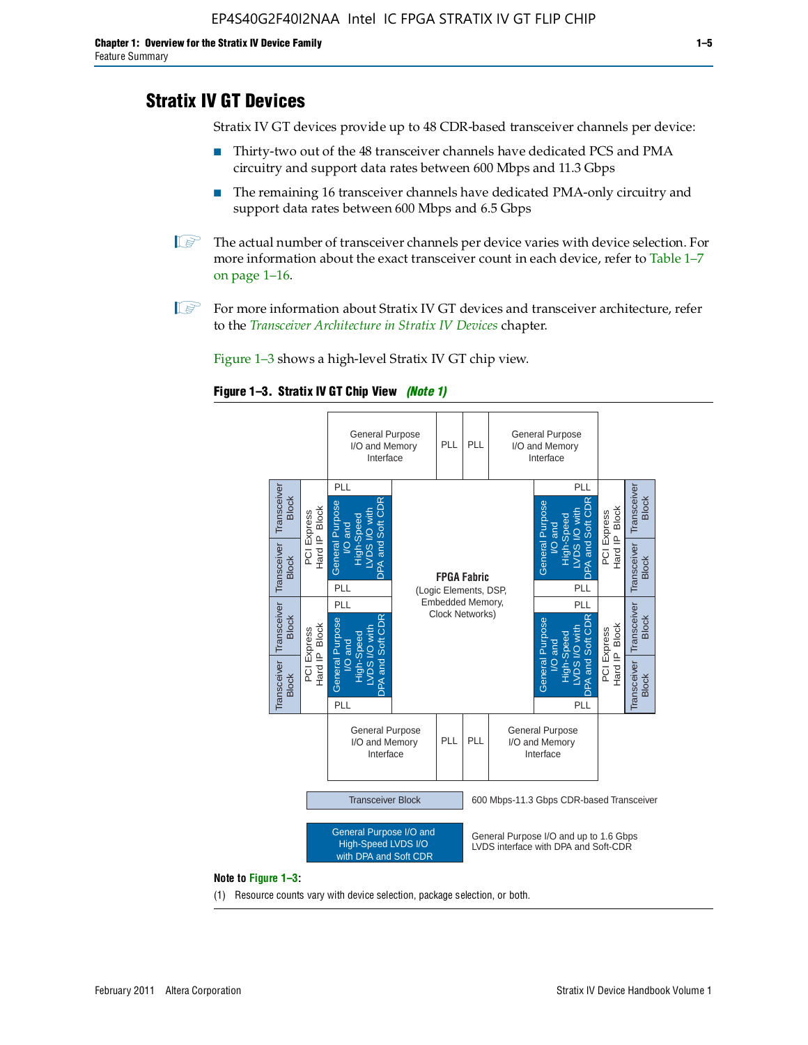## Stratix IV GT Devices

Stratix IV GT devices provide up to 48 CDR-based transceiver channels per device:

- Thirty-two out of the 48 transceiver channels have dedicated PCS and PMA circuitry and support data rates between 600 Mbps and 11.3 Gbps
- The remaining 16 transceiver channels have dedicated PMA-only circuitry and support data rates between 600 Mbps and 6.5 Gbps

The actual number of transceiver channels per device varies with device selection. For more information about the exact transceiver count in each device, refer to Table 1–7 on page 1–16.

For more information about Stratix IV GT devices and transceiver architecture, refer to the *Transceiver Architecture in Stratix IV Devices* chapter.

Figure 1–3 shows a high-level Stratix IV GT chip view.

**Figure 1–3. Stratix IV GT Chip View** ***(Note 1)***

General Purpose I/O and Memory Interface | PLL | PLL | General Purpose I/O and Memory Interface

Transceiver Block | Transceiver Block | PCI Express Hard IP Block | PLL | General Purpose I/O and High-Speed LVDS I/O with DPA and Soft CDR | PLL

**FPGA Fabric** (Logic Elements, DSP, Embedded Memory, Clock Networks)

Transceiver Block — 600 Mbps-11.3 Gbps CDR-based Transceiver

General Purpose I/O and High-Speed LVDS I/O with DPA and Soft CDR — General Purpose I/O and up to 1.6 Gbps LVDS interface with DPA and Soft-CDR

**Note to Figure 1–3:**

(1) Resource counts vary with device selection, package selection, or both.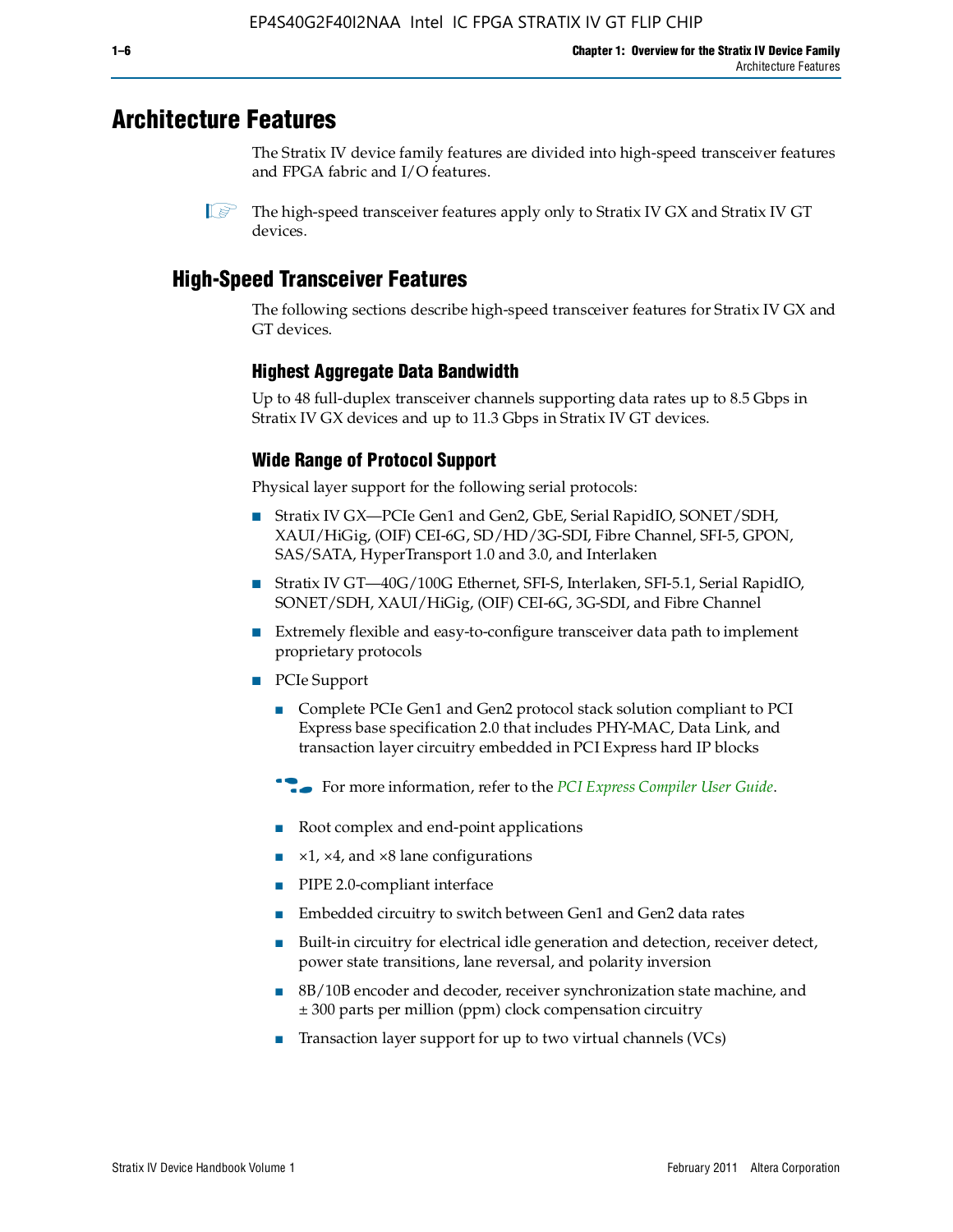# Architecture Features

The Stratix IV device family features are divided into high-speed transceiver features and FPGA fabric and I/O features.

The high-speed transceiver features apply only to Stratix IV GX and Stratix IV GT devices.

## High-Speed Transceiver Features

The following sections describe high-speed transceiver features for Stratix IV GX and GT devices.

### Highest Aggregate Data Bandwidth

Up to 48 full-duplex transceiver channels supporting data rates up to 8.5 Gbps in Stratix IV GX devices and up to 11.3 Gbps in Stratix IV GT devices.

### Wide Range of Protocol Support

Physical layer support for the following serial protocols:

- Stratix IV GX—PCIe Gen1 and Gen2, GbE, Serial RapidIO, SONET/SDH, XAUI/HiGig, (OIF) CEI-6G, SD/HD/3G-SDI, Fibre Channel, SFI-5, GPON, SAS/SATA, HyperTransport 1.0 and 3.0, and Interlaken
- Stratix IV GT—40G/100G Ethernet, SFI-S, Interlaken, SFI-5.1, Serial RapidIO, SONET/SDH, XAUI/HiGig, (OIF) CEI-6G, 3G-SDI, and Fibre Channel
- Extremely flexible and easy-to-configure transceiver data path to implement proprietary protocols
- PCIe Support
  - Complete PCIe Gen1 and Gen2 protocol stack solution compliant to PCI Express base specification 2.0 that includes PHY-MAC, Data Link, and transaction layer circuitry embedded in PCI Express hard IP blocks

  For more information, refer to the *PCI Express Compiler User Guide*.

  - Root complex and end-point applications
  - ×1, ×4, and ×8 lane configurations
  - PIPE 2.0-compliant interface
  - Embedded circuitry to switch between Gen1 and Gen2 data rates
  - Built-in circuitry for electrical idle generation and detection, receiver detect, power state transitions, lane reversal, and polarity inversion
  - 8B/10B encoder and decoder, receiver synchronization state machine, and ± 300 parts per million (ppm) clock compensation circuitry
  - Transaction layer support for up to two virtual channels (VCs)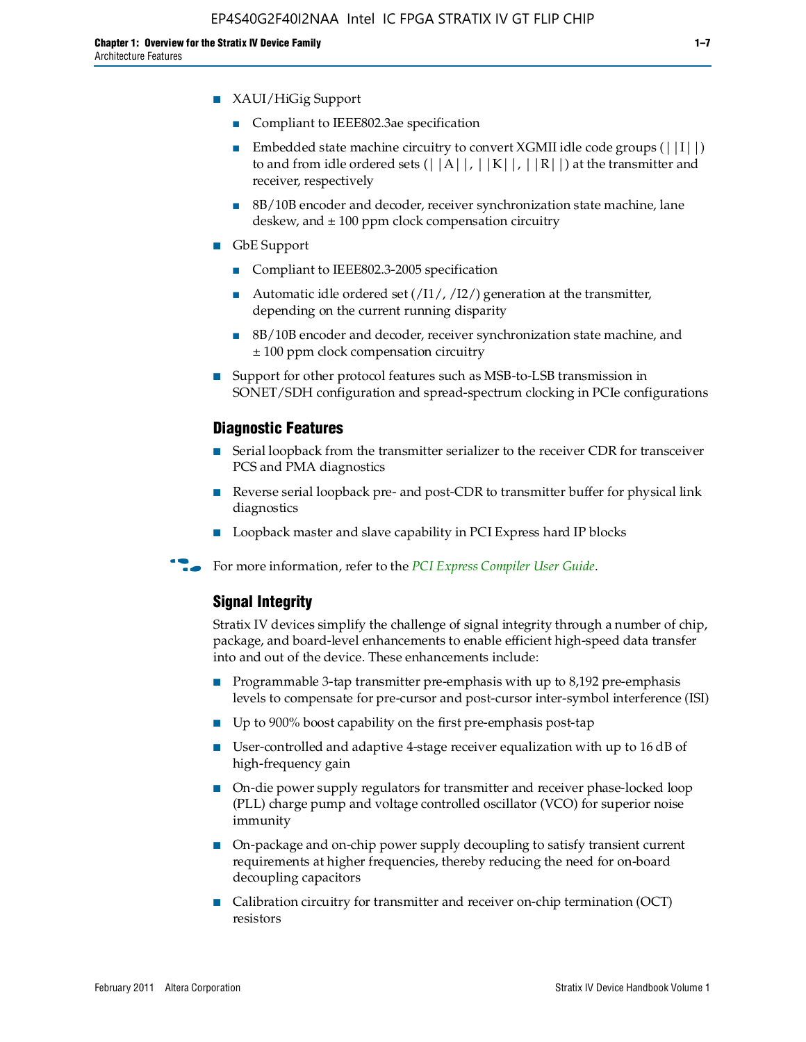- XAUI/HiGig Support
  - Compliant to IEEE802.3ae specification
  - Embedded state machine circuitry to convert XGMII idle code groups (||I||) to and from idle ordered sets (||A||, ||K||, ||R||) at the transmitter and receiver, respectively
  - 8B/10B encoder and decoder, receiver synchronization state machine, lane deskew, and ± 100 ppm clock compensation circuitry
- GbE Support
  - Compliant to IEEE802.3-2005 specification
  - Automatic idle ordered set (/I1/, /I2/) generation at the transmitter, depending on the current running disparity
  - 8B/10B encoder and decoder, receiver synchronization state machine, and ± 100 ppm clock compensation circuitry
- Support for other protocol features such as MSB-to-LSB transmission in SONET/SDH configuration and spread-spectrum clocking in PCIe configurations

### Diagnostic Features

- Serial loopback from the transmitter serializer to the receiver CDR for transceiver PCS and PMA diagnostics
- Reverse serial loopback pre- and post-CDR to transmitter buffer for physical link diagnostics
- Loopback master and slave capability in PCI Express hard IP blocks

For more information, refer to the *PCI Express Compiler User Guide*.

### Signal Integrity

Stratix IV devices simplify the challenge of signal integrity through a number of chip, package, and board-level enhancements to enable efficient high-speed data transfer into and out of the device. These enhancements include:

- Programmable 3-tap transmitter pre-emphasis with up to 8,192 pre-emphasis levels to compensate for pre-cursor and post-cursor inter-symbol interference (ISI)
- Up to 900% boost capability on the first pre-emphasis post-tap
- User-controlled and adaptive 4-stage receiver equalization with up to 16 dB of high-frequency gain
- On-die power supply regulators for transmitter and receiver phase-locked loop (PLL) charge pump and voltage controlled oscillator (VCO) for superior noise immunity
- On-package and on-chip power supply decoupling to satisfy transient current requirements at higher frequencies, thereby reducing the need for on-board decoupling capacitors
- Calibration circuitry for transmitter and receiver on-chip termination (OCT) resistors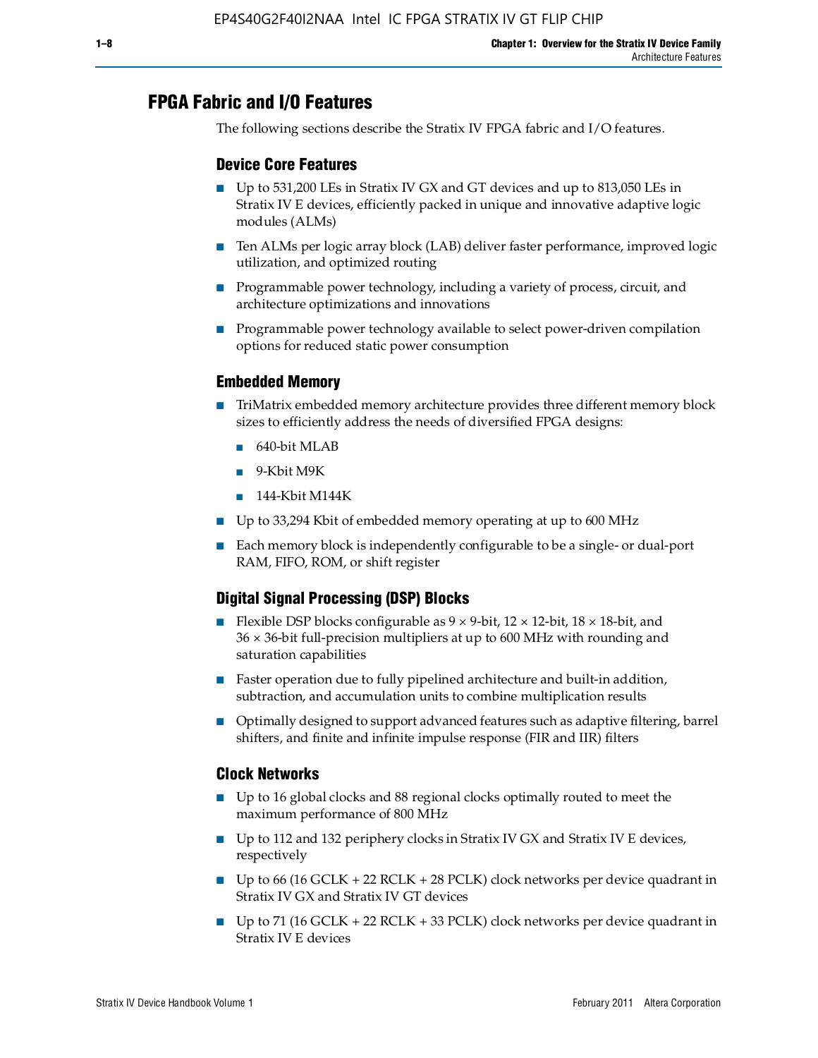## FPGA Fabric and I/O Features

The following sections describe the Stratix IV FPGA fabric and I/O features.

### Device Core Features

- Up to 531,200 LEs in Stratix IV GX and GT devices and up to 813,050 LEs in Stratix IV E devices, efficiently packed in unique and innovative adaptive logic modules (ALMs)
- Ten ALMs per logic array block (LAB) deliver faster performance, improved logic utilization, and optimized routing
- Programmable power technology, including a variety of process, circuit, and architecture optimizations and innovations
- Programmable power technology available to select power-driven compilation options for reduced static power consumption

### Embedded Memory

- TriMatrix embedded memory architecture provides three different memory block sizes to efficiently address the needs of diversified FPGA designs:
  - 640-bit MLAB
  - 9-Kbit M9K
  - 144-Kbit M144K
- Up to 33,294 Kbit of embedded memory operating at up to 600 MHz
- Each memory block is independently configurable to be a single- or dual-port RAM, FIFO, ROM, or shift register

### Digital Signal Processing (DSP) Blocks

- Flexible DSP blocks configurable as 9 × 9-bit, 12 × 12-bit, 18 × 18-bit, and 36 × 36-bit full-precision multipliers at up to 600 MHz with rounding and saturation capabilities
- Faster operation due to fully pipelined architecture and built-in addition, subtraction, and accumulation units to combine multiplication results
- Optimally designed to support advanced features such as adaptive filtering, barrel shifters, and finite and infinite impulse response (FIR and IIR) filters

### Clock Networks

- Up to 16 global clocks and 88 regional clocks optimally routed to meet the maximum performance of 800 MHz
- Up to 112 and 132 periphery clocks in Stratix IV GX and Stratix IV E devices, respectively
- Up to 66 (16 GCLK + 22 RCLK + 28 PCLK) clock networks per device quadrant in Stratix IV GX and Stratix IV GT devices
- Up to 71 (16 GCLK + 22 RCLK + 33 PCLK) clock networks per device quadrant in Stratix IV E devices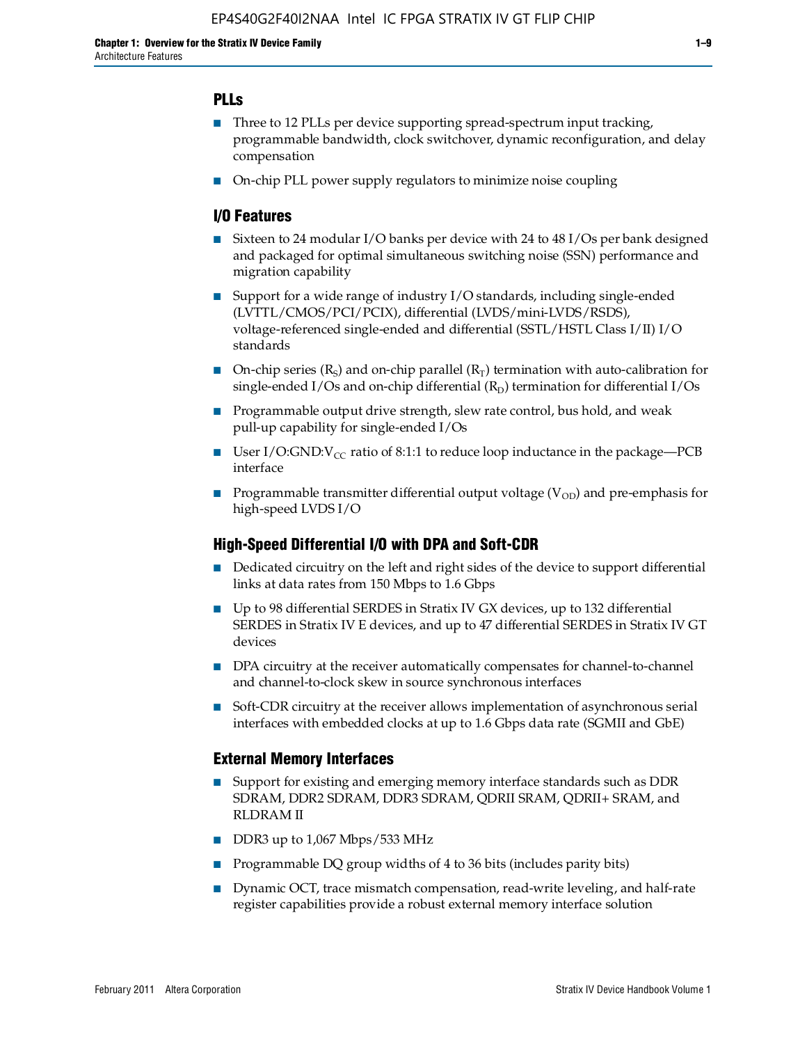### PLLs

- Three to 12 PLLs per device supporting spread-spectrum input tracking, programmable bandwidth, clock switchover, dynamic reconfiguration, and delay compensation
- On-chip PLL power supply regulators to minimize noise coupling

### I/O Features

- Sixteen to 24 modular I/O banks per device with 24 to 48 I/Os per bank designed and packaged for optimal simultaneous switching noise (SSN) performance and migration capability
- Support for a wide range of industry I/O standards, including single-ended (LVTTL/CMOS/PCI/PCIX), differential (LVDS/mini-LVDS/RSDS), voltage-referenced single-ended and differential (SSTL/HSTL Class I/II) I/O standards
- On-chip series ($R_S$) and on-chip parallel ($R_T$) termination with auto-calibration for single-ended I/Os and on-chip differential ($R_D$) termination for differential I/Os
- Programmable output drive strength, slew rate control, bus hold, and weak pull-up capability for single-ended I/Os
- User I/O:GND:$V_{CC}$ ratio of 8:1:1 to reduce loop inductance in the package—PCB interface
- Programmable transmitter differential output voltage ($V_{OD}$) and pre-emphasis for high-speed LVDS I/O

### High-Speed Differential I/O with DPA and Soft-CDR

- Dedicated circuitry on the left and right sides of the device to support differential links at data rates from 150 Mbps to 1.6 Gbps
- Up to 98 differential SERDES in Stratix IV GX devices, up to 132 differential SERDES in Stratix IV E devices, and up to 47 differential SERDES in Stratix IV GT devices
- DPA circuitry at the receiver automatically compensates for channel-to-channel and channel-to-clock skew in source synchronous interfaces
- Soft-CDR circuitry at the receiver allows implementation of asynchronous serial interfaces with embedded clocks at up to 1.6 Gbps data rate (SGMII and GbE)

### External Memory Interfaces

- Support for existing and emerging memory interface standards such as DDR SDRAM, DDR2 SDRAM, DDR3 SDRAM, QDRII SRAM, QDRII+ SRAM, and RLDRAM II
- DDR3 up to 1,067 Mbps/533 MHz
- Programmable DQ group widths of 4 to 36 bits (includes parity bits)
- Dynamic OCT, trace mismatch compensation, read-write leveling, and half-rate register capabilities provide a robust external memory interface solution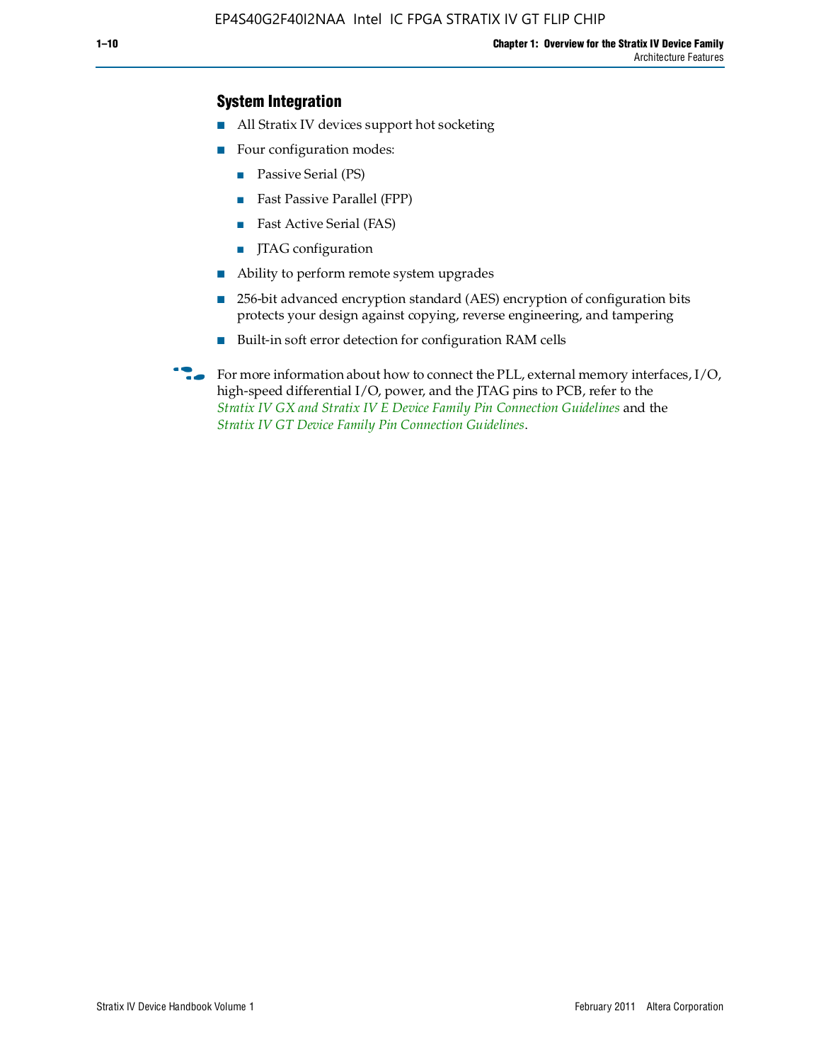### System Integration

- All Stratix IV devices support hot socketing
- Four configuration modes:
  - Passive Serial (PS)
  - Fast Passive Parallel (FPP)
  - Fast Active Serial (FAS)
  - JTAG configuration
- Ability to perform remote system upgrades
- 256-bit advanced encryption standard (AES) encryption of configuration bits protects your design against copying, reverse engineering, and tampering
- Built-in soft error detection for configuration RAM cells

For more information about how to connect the PLL, external memory interfaces, I/O, high-speed differential I/O, power, and the JTAG pins to PCB, refer to the *Stratix IV GX and Stratix IV E Device Family Pin Connection Guidelines* and the *Stratix IV GT Device Family Pin Connection Guidelines*.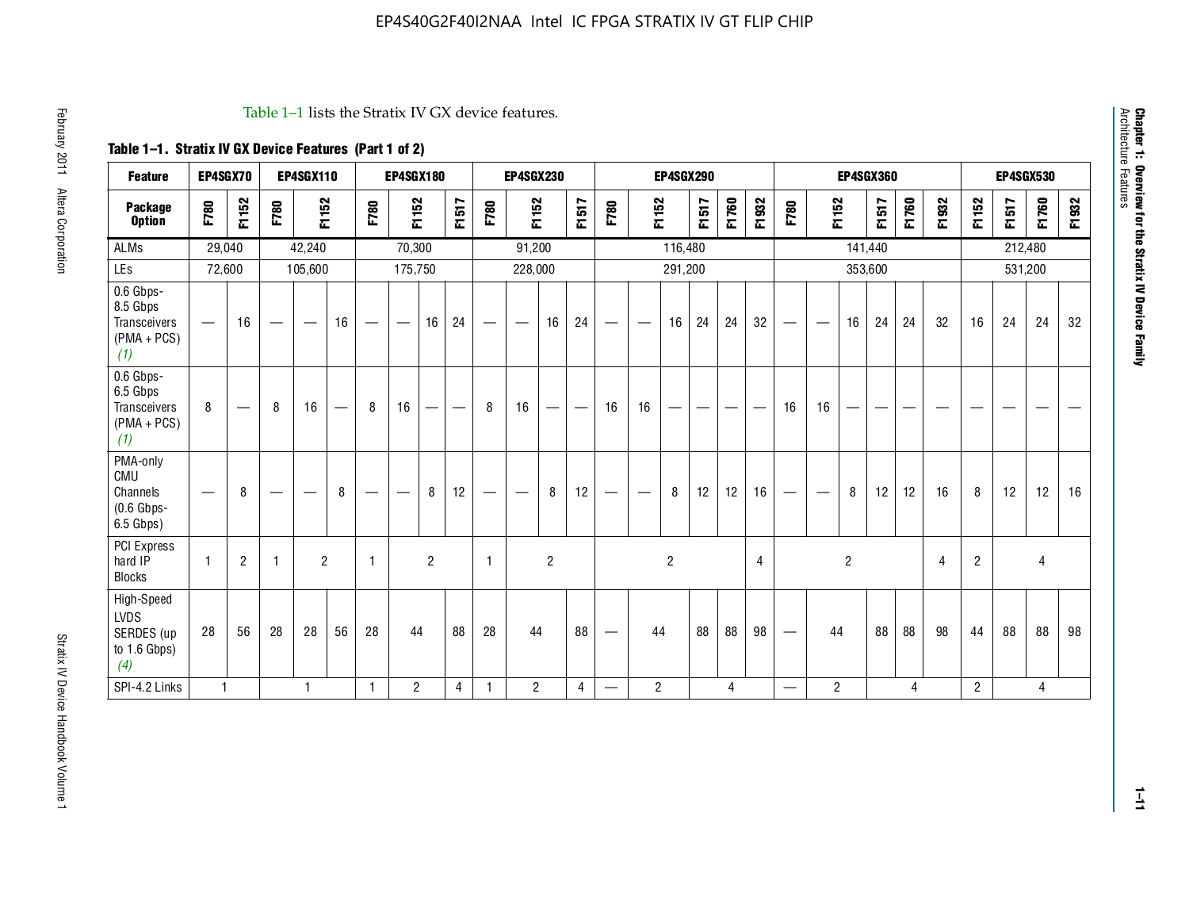Table 1–1 lists the Stratix IV GX device features.

**Table 1–1. Stratix IV GX Device Features (Part 1 of 2)**

| Feature | EP4SGX70 | | EP4SGX110 | | | EP4SGX180 | | | | EP4SGX230 | | | | EP4SGX290 | | | | | | EP4SGX360 | | | | | | EP4SGX530 | | | |
|---|---|---|---|---|---|---|---|---|---|---|---|---|---|---|---|---|---|---|---|---|---|---|---|---|---|---|---|---|---|
| **Package Option** | F780 | F1152 | F780 | F1152 | | F780 | F1152 | | F1517 | F780 | F1152 | | F1517 | F780 | F1152 | | F1517 | F1760 | F1932 | F780 | F1152 | | F1517 | F1760 | F1932 | F1152 | F1517 | F1760 | F1932 |
| ALMs | 29,040 | | 42,240 | | | 70,300 | | | | 91,200 | | | | 116,480 | | | | | | 141,440 | | | | | | 212,480 | | | |
| LEs | 72,600 | | 105,600 | | | 175,750 | | | | 228,000 | | | | 291,200 | | | | | | 353,600 | | | | | | 531,200 | | | |
| 0.6 Gbps-8.5 Gbps Transceivers (PMA + PCS) *(1)* | — | 16 | — | — | 16 | — | — | 16 | 24 | — | — | 16 | 24 | — | — | 16 | 24 | 24 | 32 | — | — | 16 | 24 | 24 | 32 | 16 | 24 | 24 | 32 |
| 0.6 Gbps-6.5 Gbps Transceivers (PMA + PCS) *(1)* | 8 | — | 8 | 16 | — | 8 | 16 | — | — | 8 | 16 | — | — | 16 | 16 | — | — | — | — | 16 | 16 | — | — | — | — | — | — | — | — |
| PMA-only CMU Channels (0.6 Gbps-6.5 Gbps) | — | 8 | — | — | 8 | — | — | 8 | 12 | — | — | 8 | 12 | — | — | 8 | 12 | 12 | 16 | — | — | 8 | 12 | 12 | 16 | 8 | 12 | 12 | 16 |
| PCI Express hard IP Blocks | 1 | 2 | 1 | 2 | | 1 | 2 | | | 1 | 2 | | | 2 | | | | | 4 | 2 | | | | | 4 | 2 | 4 | | |
| High-Speed LVDS SERDES (up to 1.6 Gbps) *(4)* | 28 | 56 | 28 | 28 | 56 | 28 | 44 | | 88 | 28 | 44 | | 88 | — | 44 | | 88 | 88 | 98 | — | 44 | | 88 | 88 | 98 | 44 | 88 | 88 | 98 |
| SPI-4.2 Links | 1 | | 1 | | | 1 | 2 | | 4 | 1 | 2 | | 4 | — | 2 | | 4 | | | — | 2 | | 4 | | | 2 | 4 | | |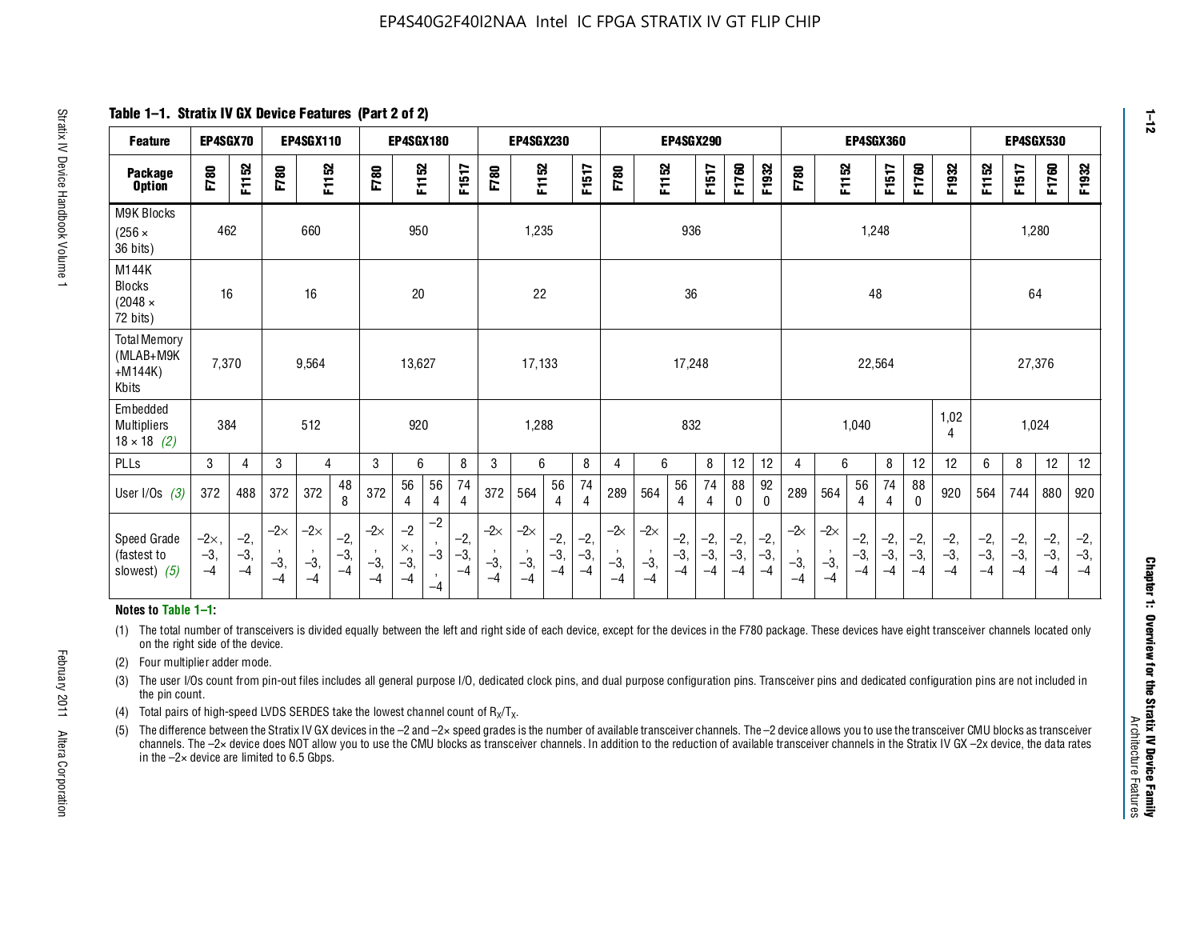**Table 1–1. Stratix IV GX Device Features (Part 2 of 2)**

| Feature | EP4SGX70 | | EP4SGX110 | | EP4SGX180 | | | EP4SGX230 | | | EP4SGX290 | | | | | EP4SGX360 | | | | | EP4SGX530 | | | |
|---|---|---|---|---|---|---|---|---|---|---|---|---|---|---|---|---|---|---|---|---|---|---|---|---|
| Package Option | F780 | F1152 | F780 | F1152 | F780 | F1152 | F1517 | F780 | F1152 | F1517 | F780 | F1152 | F1517 | F1760 | F1932 | F780 | F1152 | F1517 | F1760 | F1932 | F1152 | F1517 | F1760 | F1932 |
| M9K Blocks (256 × 36 bits) | 462 | | 660 | | 950 | | | 1,235 | | | 936 | | | | | 1,248 | | | | | 1,280 | | | |
| M144K Blocks (2048 × 72 bits) | 16 | | 16 | | 20 | | | 22 | | | 36 | | | | | 48 | | | | | 64 | | | |
| Total Memory (MLAB+M9K +M144K) Kbits | 7,370 | | 9,564 | | 13,627 | | | 17,133 | | | 17,248 | | | | | 22,564 | | | | | 27,376 | | | |
| Embedded Multipliers 18 × 18 *(2)* | 384 | | 512 | | 920 | | | 1,288 | | | 832 | | | | | 1,040 | | | | 1,024 | 1,024 | | | |
| PLLs | 3 | 4 | 3 | 4 | 3 | 6 | 8 | 3 | 6 | 8 | 4 | 6 | 8 | 12 | 12 | 4 | 6 | 8 | 12 | 12 | 6 | 8 | 12 | 12 |
| User I/Os *(3)* | 372 | 488 | 372 | 372, 488 | 372 | 564, 564 | 744 | 372 | 564, 564 | 744 | 289 | 564, 564 | 744 | 880 | 920 | 289 | 564, 564 | 744 | 880 | 920 | 564 | 744 | 880 | 920 |
| Speed Grade (fastest to slowest) *(5)* | –2×, –3, –4 | –2, –3, –4 | –2×, –3, –4 | –2×, –3, –4; –2, –3, –4 | –2×, –3, –4 | –2×, –3, –4; –2, –3, –4 | –2, –3, –4 | –2×, –3, –4 | –2×, –3, –4; –2, –3, –4 | –2, –3, –4 | –2×, –3, –4 | –2×, –3, –4; –2, –3, –4 | –2, –3, –4 | –2, –3, –4 | –2, –3, –4 | –2×, –3, –4 | –2×, –3, –4; –2, –3, –4 | –2, –3, –4 | –2, –3, –4 | –2, –3, –4 | –2, –3, –4 | –2, –3, –4 | –2, –3, –4 | –2, –3, –4 |

**Notes to Table 1–1:**

(1) The total number of transceivers is divided equally between the left and right side of each device, except for the devices in the F780 package. These devices have eight transceiver channels located only on the right side of the device.

(2) Four multiplier adder mode.

(3) The user I/Os count from pin-out files includes all general purpose I/O, dedicated clock pins, and dual purpose configuration pins. Transceiver pins and dedicated configuration pins are not included in the pin count.

(4) Total pairs of high-speed LVDS SERDES take the lowest channel count of $R_X/T_X$.

(5) The difference between the Stratix IV GX devices in the –2 and –2× speed grades is the number of available transceiver channels. The –2 device allows you to use the transceiver CMU blocks as transceiver channels. The –2× device does NOT allow you to use the CMU blocks as transceiver channels. In addition to the reduction of available transceiver channels in the Stratix IV GX –2x device, the data rates in the –2× device are limited to 6.5 Gbps.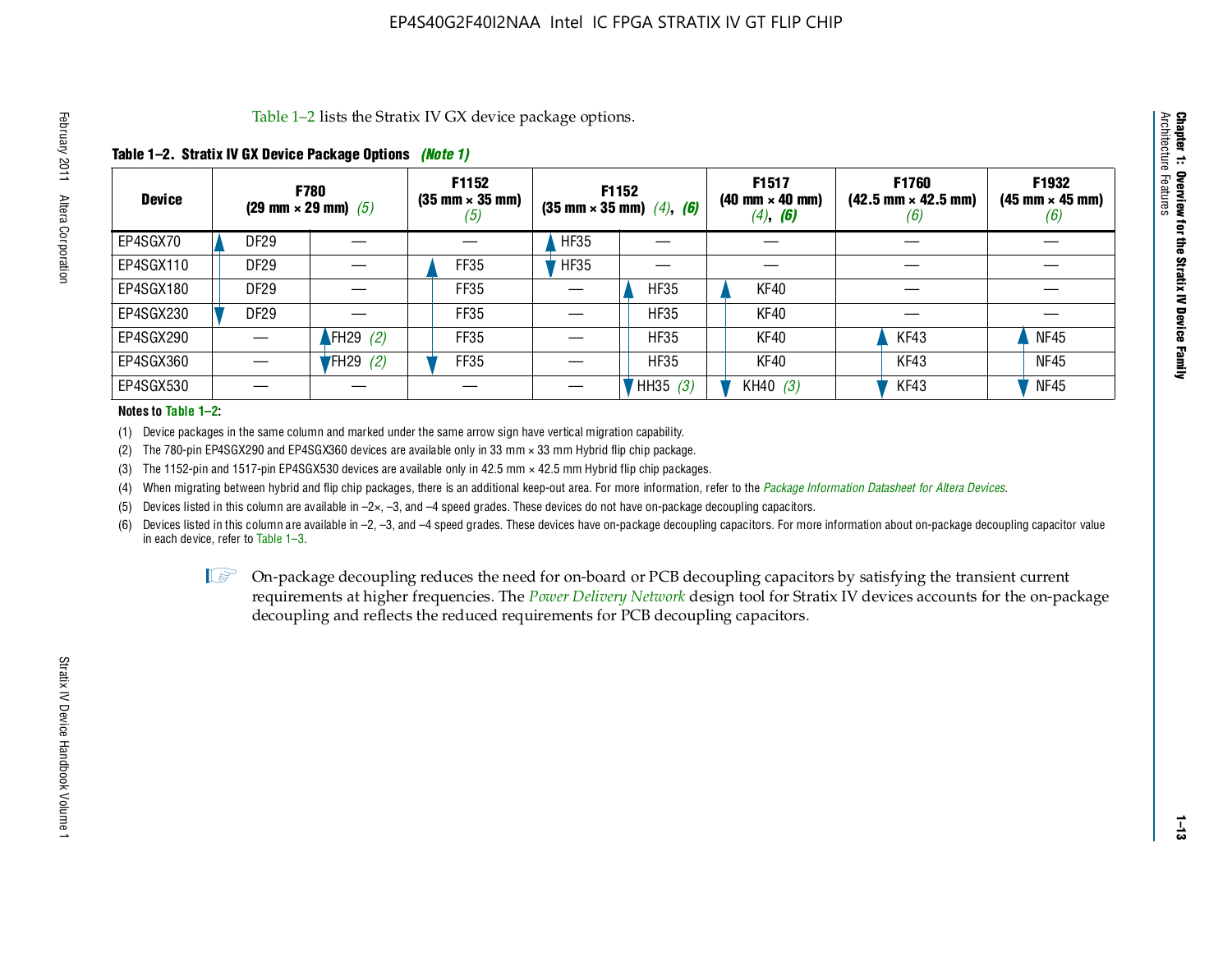Table 1–2 lists the Stratix IV GX device package options.

**Table 1–2. Stratix IV GX Device Package Options** *(Note 1)*

| Device | F780 (29 mm × 29 mm) *(5)* | | F1152 (35 mm × 35 mm) *(5)* | F1152 (35 mm × 35 mm) *(4)*, *(6)* | | F1517 (40 mm × 40 mm) *(4)*, *(6)* | F1760 (42.5 mm × 42.5 mm) *(6)* | F1932 (45 mm × 45 mm) *(6)* |
|---|---|---|---|---|---|---|---|---|
| EP4SGX70 | DF29 | — | — | HF35 | — | — | — | — |
| EP4SGX110 | DF29 | — | FF35 | HF35 | — | — | — | — |
| EP4SGX180 | DF29 | — | FF35 | — | HF35 | KF40 | — | — |
| EP4SGX230 | DF29 | — | FF35 | — | HF35 | KF40 | — | — |
| EP4SGX290 | — | FH29 *(2)* | FF35 | — | HF35 | KF40 | KF43 | NF45 |
| EP4SGX360 | — | FH29 *(2)* | FF35 | — | HF35 | KF40 | KF43 | NF45 |
| EP4SGX530 | — | — | — | — | HH35 *(3)* | KH40 *(3)* | KF43 | NF45 |

**Notes to Table 1–2:**

(1) Device packages in the same column and marked under the same arrow sign have vertical migration capability.

(2) The 780-pin EP4SGX290 and EP4SGX360 devices are available only in 33 mm × 33 mm Hybrid flip chip package.

(3) The 1152-pin and 1517-pin EP4SGX530 devices are available only in 42.5 mm × 42.5 mm Hybrid flip chip packages.

(4) When migrating between hybrid and flip chip packages, there is an additional keep-out area. For more information, refer to the *Package Information Datasheet for Altera Devices*.

(5) Devices listed in this column are available in –2×, –3, and –4 speed grades. These devices do not have on-package decoupling capacitors.

(6) Devices listed in this column are available in –2, –3, and –4 speed grades. These devices have on-package decoupling capacitors. For more information about on-package decoupling capacitor value in each device, refer to Table 1–3.

On-package decoupling reduces the need for on-board or PCB decoupling capacitors by satisfying the transient current requirements at higher frequencies. The *Power Delivery Network* design tool for Stratix IV devices accounts for the on-package decoupling and reflects the reduced requirements for PCB decoupling capacitors.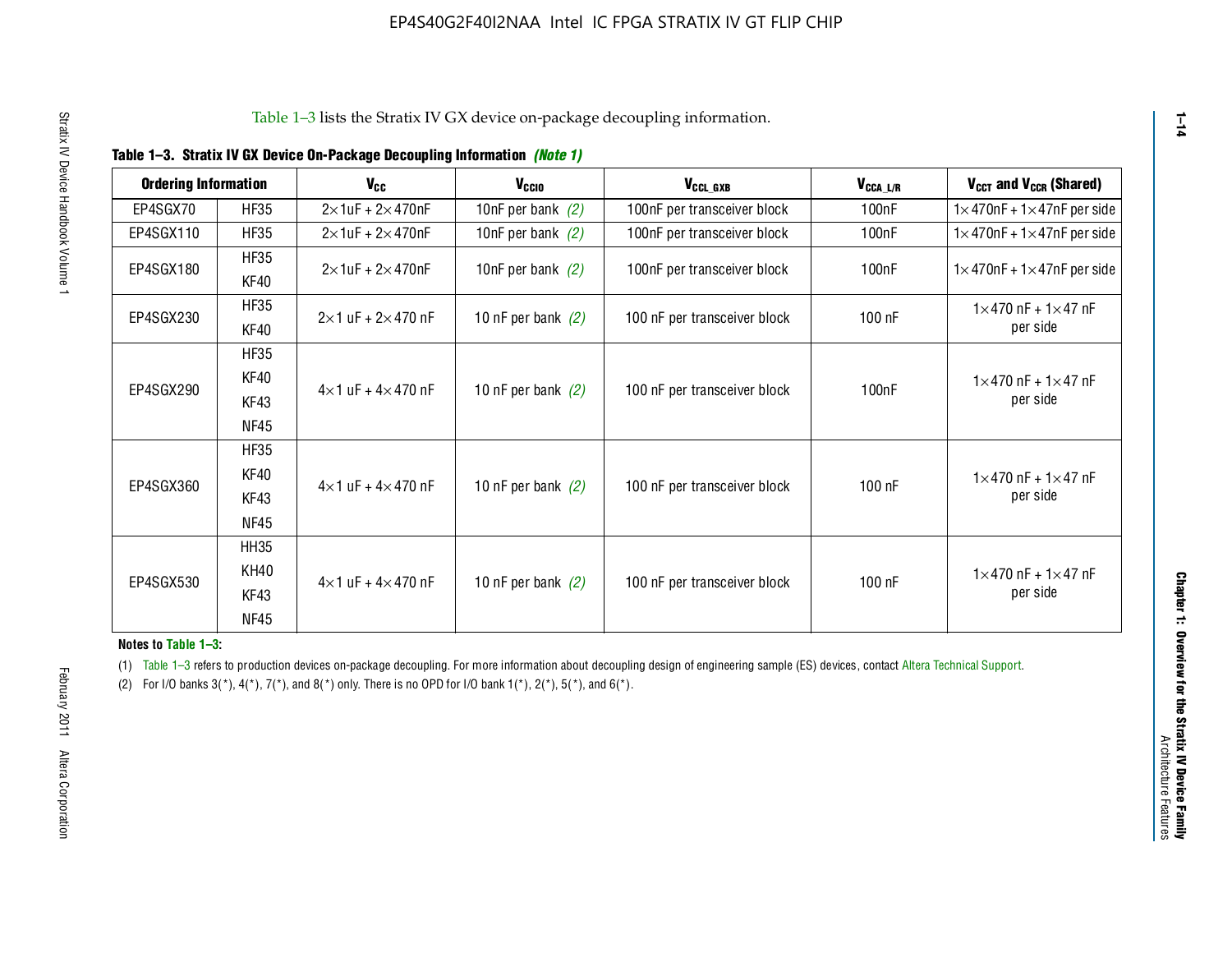Table 1–3 lists the Stratix IV GX device on-package decoupling information.

**Table 1–3. Stratix IV GX Device On-Package Decoupling Information** *(Note 1)*

| Ordering Information | | $V_{CC}$ | $V_{CCIO}$ | $V_{CCL\_GXB}$ | $V_{CCA\_L/R}$ | $V_{CCT}$ and $V_{CCR}$ (Shared) |
|---|---|---|---|---|---|---|
| EP4SGX70 | HF35 | 2×1uF + 2×470nF | 10nF per bank *(2)* | 100nF per transceiver block | 100nF | 1×470nF + 1×47nF per side |
| EP4SGX110 | HF35 | 2×1uF + 2×470nF | 10nF per bank *(2)* | 100nF per transceiver block | 100nF | 1×470nF + 1×47nF per side |
| EP4SGX180 | HF35<br>KF40 | 2×1uF + 2×470nF | 10nF per bank *(2)* | 100nF per transceiver block | 100nF | 1×470nF + 1×47nF per side |
| EP4SGX230 | HF35<br>KF40 | 2×1 uF + 2×470 nF | 10 nF per bank *(2)* | 100 nF per transceiver block | 100 nF | 1×470 nF + 1×47 nF per side |
| EP4SGX290 | HF35<br>KF40<br>KF43<br>NF45 | 4×1 uF + 4×470 nF | 10 nF per bank *(2)* | 100 nF per transceiver block | 100nF | 1×470 nF + 1×47 nF per side |
| EP4SGX360 | HF35<br>KF40<br>KF43<br>NF45 | 4×1 uF + 4×470 nF | 10 nF per bank *(2)* | 100 nF per transceiver block | 100 nF | 1×470 nF + 1×47 nF per side |
| EP4SGX530 | HH35<br>KH40<br>KF43<br>NF45 | 4×1 uF + 4×470 nF | 10 nF per bank *(2)* | 100 nF per transceiver block | 100 nF | 1×470 nF + 1×47 nF per side |

**Notes to Table 1–3:**

(1) Table 1–3 refers to production devices on-package decoupling. For more information about decoupling design of engineering sample (ES) devices, contact Altera Technical Support.

(2) For I/O banks 3(*), 4(*), 7(*), and 8(*) only. There is no OPD for I/O bank 1(*), 2(*), 5(*), and 6(*).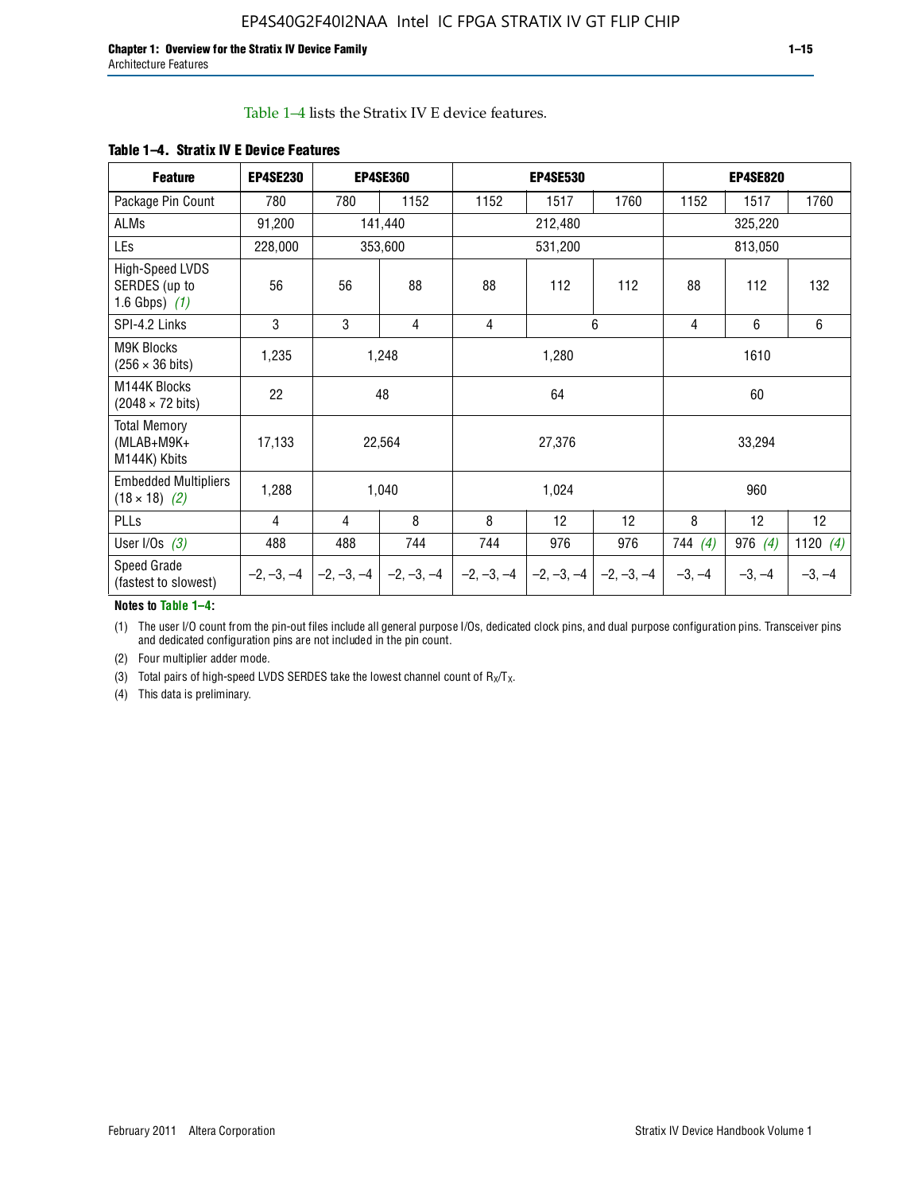Table 1–4 lists the Stratix IV E device features.

**Table 1–4. Stratix IV E Device Features**

| Feature | EP4SE230 | EP4SE360 | | EP4SE530 | | | EP4SE820 | | |
|---|---|---|---|---|---|---|---|---|---|
| Package Pin Count | 780 | 780 | 1152 | 1152 | 1517 | 1760 | 1152 | 1517 | 1760 |
| ALMs | 91,200 | 141,440 | | 212,480 | | | 325,220 | | |
| LEs | 228,000 | 353,600 | | 531,200 | | | 813,050 | | |
| High-Speed LVDS SERDES (up to 1.6 Gbps) *(1)* | 56 | 56 | 88 | 88 | 112 | 112 | 88 | 112 | 132 |
| SPI-4.2 Links | 3 | 3 | 4 | 4 | 6 | | 4 | 6 | 6 |
| M9K Blocks (256 × 36 bits) | 1,235 | 1,248 | | 1,280 | | | 1610 | | |
| M144K Blocks (2048 × 72 bits) | 22 | 48 | | 64 | | | 60 | | |
| Total Memory (MLAB+M9K+ M144K) Kbits | 17,133 | 22,564 | | 27,376 | | | 33,294 | | |
| Embedded Multipliers (18 × 18) *(2)* | 1,288 | 1,040 | | 1,024 | | | 960 | | |
| PLLs | 4 | 4 | 8 | 8 | 12 | 12 | 8 | 12 | 12 |
| User I/Os *(3)* | 488 | 488 | 744 | 744 | 976 | 976 | 744 *(4)* | 976 *(4)* | 1120 *(4)* |
| Speed Grade (fastest to slowest) | –2, –3, –4 | –2, –3, –4 | –2, –3, –4 | –2, –3, –4 | –2, –3, –4 | –2, –3, –4 | –3, –4 | –3, –4 | –3, –4 |

**Notes to Table 1–4:**

(1) The user I/O count from the pin-out files include all general purpose I/Os, dedicated clock pins, and dual purpose configuration pins. Transceiver pins and dedicated configuration pins are not included in the pin count.

(2) Four multiplier adder mode.

(3) Total pairs of high-speed LVDS SERDES take the lowest channel count of $R_X/T_X$.

(4) This data is preliminary.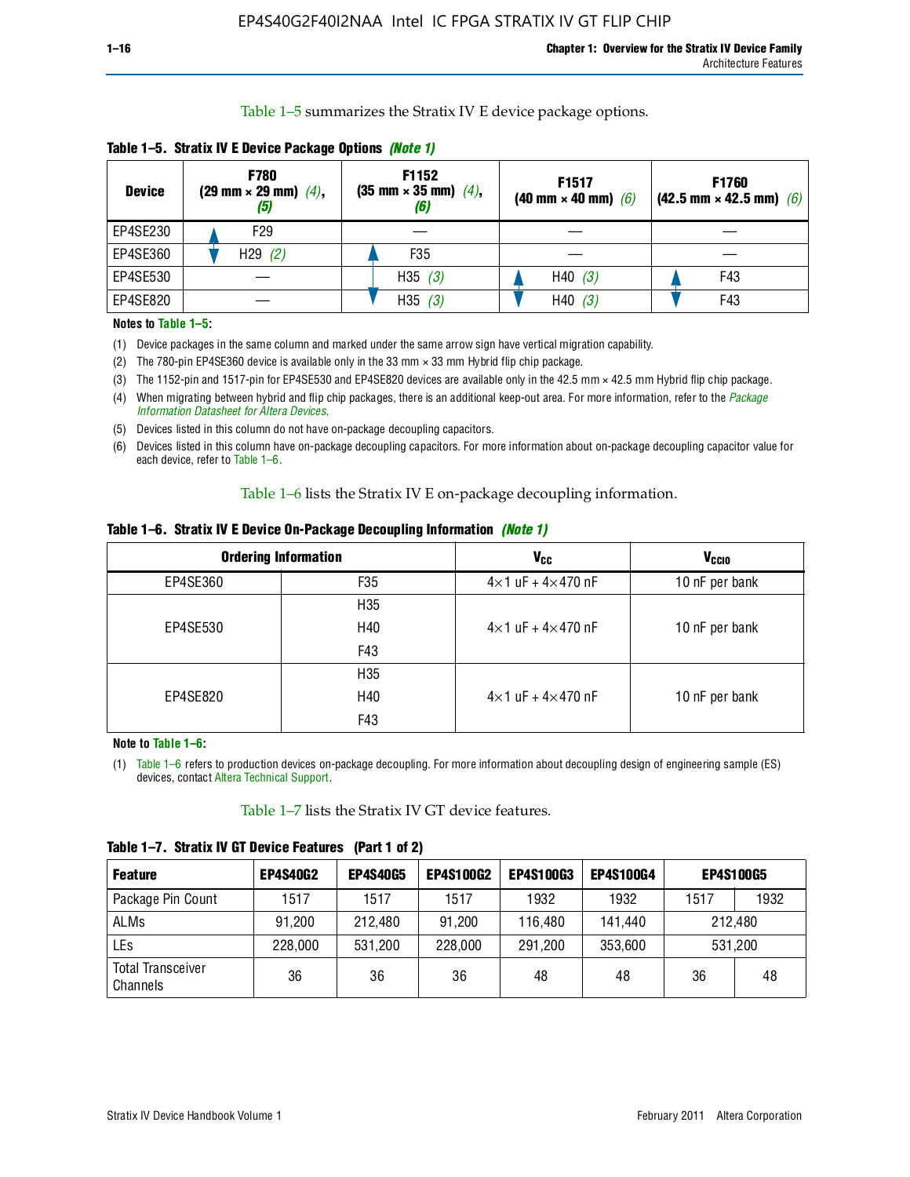Table 1–5 summarizes the Stratix IV E device package options.

**Table 1–5. Stratix IV E Device Package Options** *(Note 1)*

| Device | F780 (29 mm × 29 mm) *(4)*, *(5)* | F1152 (35 mm × 35 mm) *(4)*, *(6)* | F1517 (40 mm × 40 mm) *(6)* | F1760 (42.5 mm × 42.5 mm) *(6)* |
|---|---|---|---|---|
| EP4SE230 | F29 | — | — | — |
| EP4SE360 | H29 *(2)* | F35 | — | — |
| EP4SE530 | — | H35 *(3)* | H40 *(3)* | F43 |
| EP4SE820 | — | H35 *(3)* | H40 *(3)* | F43 |

**Notes to Table 1–5:**

(1) Device packages in the same column and marked under the same arrow sign have vertical migration capability.

(2) The 780-pin EP4SE360 device is available only in the 33 mm × 33 mm Hybrid flip chip package.

(3) The 1152-pin and 1517-pin for EP4SE530 and EP4SE820 devices are available only in the 42.5 mm × 42.5 mm Hybrid flip chip package.

(4) When migrating between hybrid and flip chip packages, there is an additional keep-out area. For more information, refer to the *Package Information Datasheet for Altera Devices*.

(5) Devices listed in this column do not have on-package decoupling capacitors.

(6) Devices listed in this column have on-package decoupling capacitors. For more information about on-package decoupling capacitor value for each device, refer to Table 1–6.

Table 1–6 lists the Stratix IV E on-package decoupling information.

**Table 1–6. Stratix IV E Device On-Package Decoupling Information** *(Note 1)*

| Ordering Information | | $V_{CC}$ | $V_{CCIO}$ |
|---|---|---|---|
| EP4SE360 | F35 | 4×1 uF + 4×470 nF | 10 nF per bank |
| EP4SE530 | H35<br>H40<br>F43 | 4×1 uF + 4×470 nF | 10 nF per bank |
| EP4SE820 | H35<br>H40<br>F43 | 4×1 uF + 4×470 nF | 10 nF per bank |

**Note to Table 1–6:**

(1) Table 1–6 refers to production devices on-package decoupling. For more information about decoupling design of engineering sample (ES) devices, contact Altera Technical Support.

Table 1–7 lists the Stratix IV GT device features.

**Table 1–7. Stratix IV GT Device Features (Part 1 of 2)**

| Feature | EP4S40G2 | EP4S40G5 | EP4S100G2 | EP4S100G3 | EP4S100G4 | EP4S100G5 | |
|---|---|---|---|---|---|---|---|
| Package Pin Count | 1517 | 1517 | 1517 | 1932 | 1932 | 1517 | 1932 |
| ALMs | 91,200 | 212,480 | 91,200 | 116,480 | 141,440 | 212,480 | |
| LEs | 228,000 | 531,200 | 228,000 | 291,200 | 353,600 | 531,200 | |
| Total Transceiver Channels | 36 | 36 | 36 | 48 | 48 | 36 | 48 |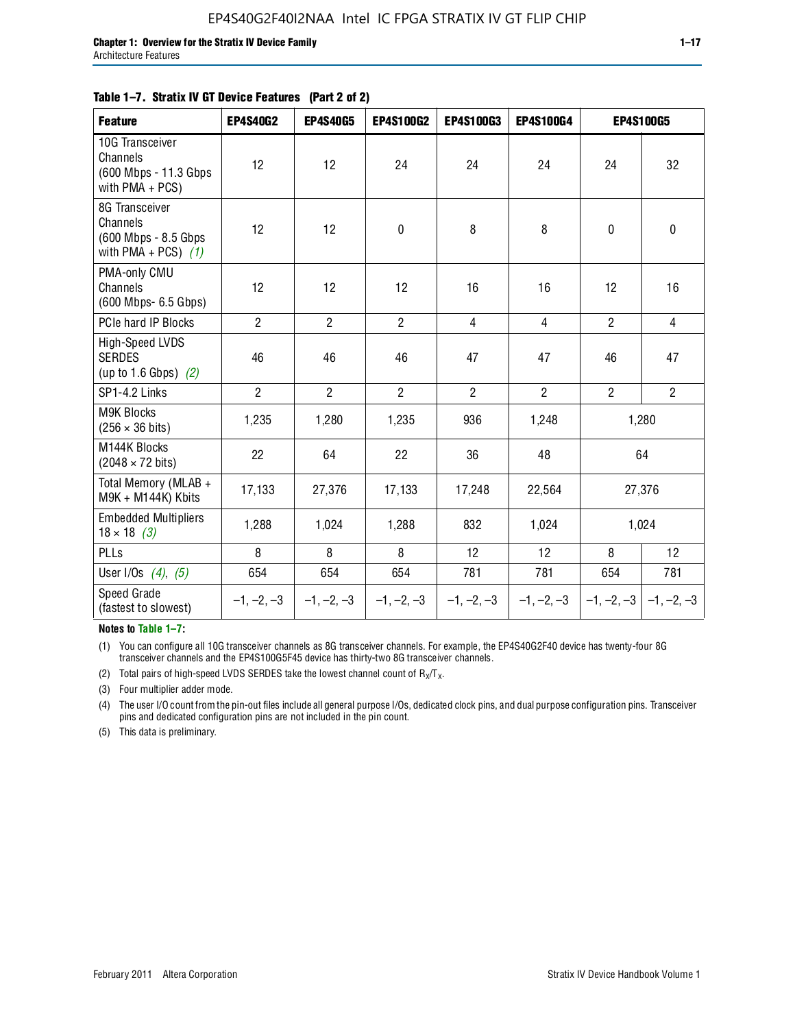**Table 1–7. Stratix IV GT Device Features (Part 2 of 2)**

| Feature | EP4S40G2 | EP4S40G5 | EP4S100G2 | EP4S100G3 | EP4S100G4 | EP4S100G5 | |
|---|---|---|---|---|---|---|---|
| 10G Transceiver Channels (600 Mbps - 11.3 Gbps with PMA + PCS) | 12 | 12 | 24 | 24 | 24 | 24 | 32 |
| 8G Transceiver Channels (600 Mbps - 8.5 Gbps with PMA + PCS) *(1)* | 12 | 12 | 0 | 8 | 8 | 0 | 0 |
| PMA-only CMU Channels (600 Mbps- 6.5 Gbps) | 12 | 12 | 12 | 16 | 16 | 12 | 16 |
| PCIe hard IP Blocks | 2 | 2 | 2 | 4 | 4 | 2 | 4 |
| High-Speed LVDS SERDES (up to 1.6 Gbps) *(2)* | 46 | 46 | 46 | 47 | 47 | 46 | 47 |
| SP1-4.2 Links | 2 | 2 | 2 | 2 | 2 | 2 | 2 |
| M9K Blocks (256 × 36 bits) | 1,235 | 1,280 | 1,235 | 936 | 1,248 | 1,280 | |
| M144K Blocks (2048 × 72 bits) | 22 | 64 | 22 | 36 | 48 | 64 | |
| Total Memory (MLAB + M9K + M144K) Kbits | 17,133 | 27,376 | 17,133 | 17,248 | 22,564 | 27,376 | |
| Embedded Multipliers 18 × 18 *(3)* | 1,288 | 1,024 | 1,288 | 832 | 1,024 | 1,024 | |
| PLLs | 8 | 8 | 8 | 12 | 12 | 8 | 12 |
| User I/Os *(4)*, *(5)* | 654 | 654 | 654 | 781 | 781 | 654 | 781 |
| Speed Grade (fastest to slowest) | –1, –2, –3 | –1, –2, –3 | –1, –2, –3 | –1, –2, –3 | –1, –2, –3 | –1, –2, –3 | –1, –2, –3 |

**Notes to Table 1–7:**

(1) You can configure all 10G transceiver channels as 8G transceiver channels. For example, the EP4S40G2F40 device has twenty-four 8G transceiver channels and the EP4S100G5F45 device has thirty-two 8G transceiver channels.

(2) Total pairs of high-speed LVDS SERDES take the lowest channel count of $R_X/T_X$.

(3) Four multiplier adder mode.

(4) The user I/O count from the pin-out files include all general purpose I/Os, dedicated clock pins, and dual purpose configuration pins. Transceiver pins and dedicated configuration pins are not included in the pin count.

(5) This data is preliminary.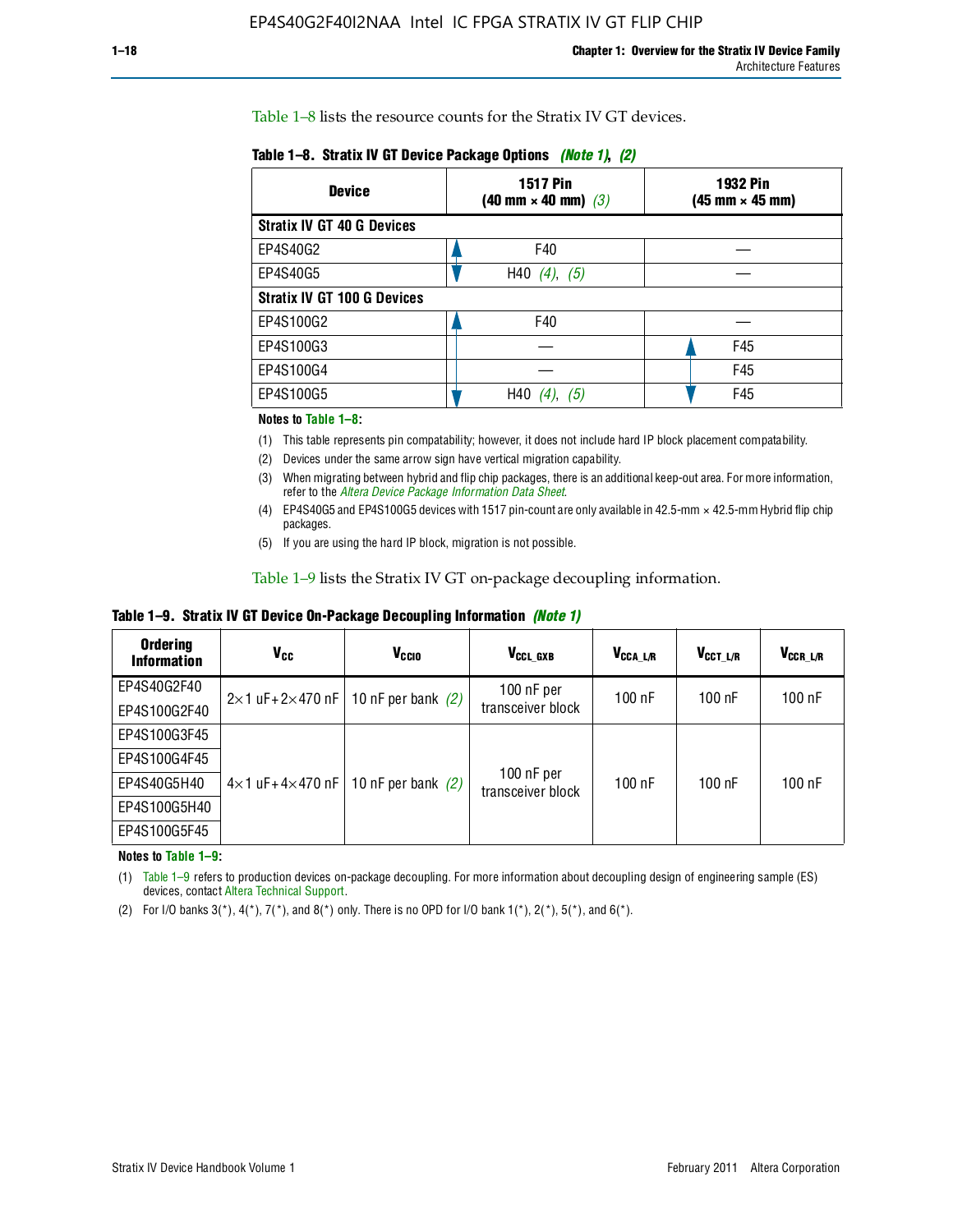Table 1–8 lists the resource counts for the Stratix IV GT devices.

**Table 1–8. Stratix IV GT Device Package Options** *(Note 1)*, *(2)*

| Device | 1517 Pin (40 mm × 40 mm) *(3)* | 1932 Pin (45 mm × 45 mm) |
|---|---|---|
| **Stratix IV GT 40 G Devices** | | |
| EP4S40G2 | F40 | — |
| EP4S40G5 | H40 *(4)*, *(5)* | — |
| **Stratix IV GT 100 G Devices** | | |
| EP4S100G2 | F40 | — |
| EP4S100G3 | — | F45 |
| EP4S100G4 | — | F45 |
| EP4S100G5 | H40 *(4)*, *(5)* | F45 |

**Notes to Table 1–8:**

(1) This table represents pin compatability; however, it does not include hard IP block placement compatability.

(2) Devices under the same arrow sign have vertical migration capability.

(3) When migrating between hybrid and flip chip packages, there is an additional keep-out area. For more information, refer to the *Altera Device Package Information Data Sheet*.

(4) EP4S40G5 and EP4S100G5 devices with 1517 pin-count are only available in 42.5-mm × 42.5-mm Hybrid flip chip packages.

(5) If you are using the hard IP block, migration is not possible.

Table 1–9 lists the Stratix IV GT on-package decoupling information.

**Table 1–9. Stratix IV GT Device On-Package Decoupling Information** *(Note 1)*

| Ordering Information | $V_{CC}$ | $V_{CCIO}$ | $V_{CCL\_GXB}$ | $V_{CCA\_L/R}$ | $V_{CCT\_L/R}$ | $V_{CCR\_L/R}$ |
|---|---|---|---|---|---|---|
| EP4S40G2F40 | 2×1 uF+2×470 nF | 10 nF per bank *(2)* | 100 nF per transceiver block | 100 nF | 100 nF | 100 nF |
| EP4S100G2F40 | | | | | | |
| EP4S100G3F45 | 4×1 uF+4×470 nF | 10 nF per bank *(2)* | 100 nF per transceiver block | 100 nF | 100 nF | 100 nF |
| EP4S100G4F45 | | | | | | |
| EP4S40G5H40 | | | | | | |
| EP4S100G5H40 | | | | | | |
| EP4S100G5F45 | | | | | | |

**Notes to Table 1–9:**

(1) Table 1–9 refers to production devices on-package decoupling. For more information about decoupling design of engineering sample (ES) devices, contact Altera Technical Support.

(2) For I/O banks 3(*), 4(*), 7(*), and 8(*) only. There is no OPD for I/O bank 1(*), 2(*), 5(*), and 6(*).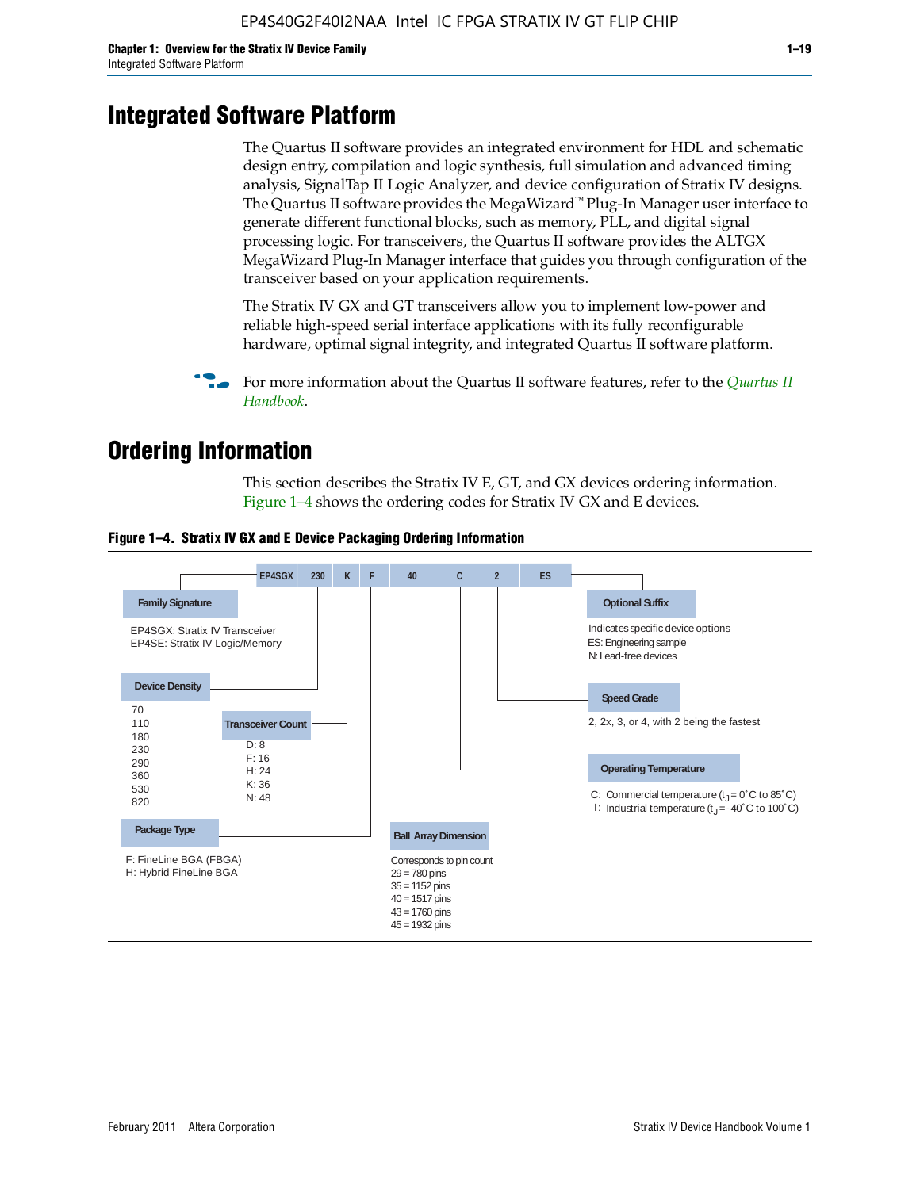## Integrated Software Platform

The Quartus II software provides an integrated environment for HDL and schematic design entry, compilation and logic synthesis, full simulation and advanced timing analysis, SignalTap II Logic Analyzer, and device configuration of Stratix IV designs. The Quartus II software provides the MegaWizard™ Plug-In Manager user interface to generate different functional blocks, such as memory, PLL, and digital signal processing logic. For transceivers, the Quartus II software provides the ALTGX MegaWizard Plug-In Manager interface that guides you through configuration of the transceiver based on your application requirements.

The Stratix IV GX and GT transceivers allow you to implement low-power and reliable high-speed serial interface applications with its fully reconfigurable hardware, optimal signal integrity, and integrated Quartus II software platform.

For more information about the Quartus II software features, refer to the *Quartus II Handbook*.

## Ordering Information

This section describes the Stratix IV E, GT, and GX devices ordering information. Figure 1–4 shows the ordering codes for Stratix IV GX and E devices.

**Figure 1–4. Stratix IV GX and E Device Packaging Ordering Information**

EP4SGX 230 K F 40 C 2 ES

**Family Signature**
EP4SGX: Stratix IV Transceiver
EP4SE: Stratix IV Logic/Memory

**Device Density**
70
110
180
230
290
360
530
820

**Transceiver Count**
D: 8
F: 16
H: 24
K: 36
N: 48

**Package Type**
F: FineLine BGA (FBGA)
H: Hybrid FineLine BGA

**Ball Array Dimension**
Corresponds to pin count
29 = 780 pins
35 = 1152 pins
40 = 1517 pins
43 = 1760 pins
45 = 1932 pins

**Operating Temperature**
C: Commercial temperature ($t_J$ = 0°C to 85°C)
I: Industrial temperature ($t_J$ = -40°C to 100°C)

**Speed Grade**
2, 2x, 3, or 4, with 2 being the fastest

**Optional Suffix**
Indicates specific device options
ES: Engineering sample
N: Lead-free devices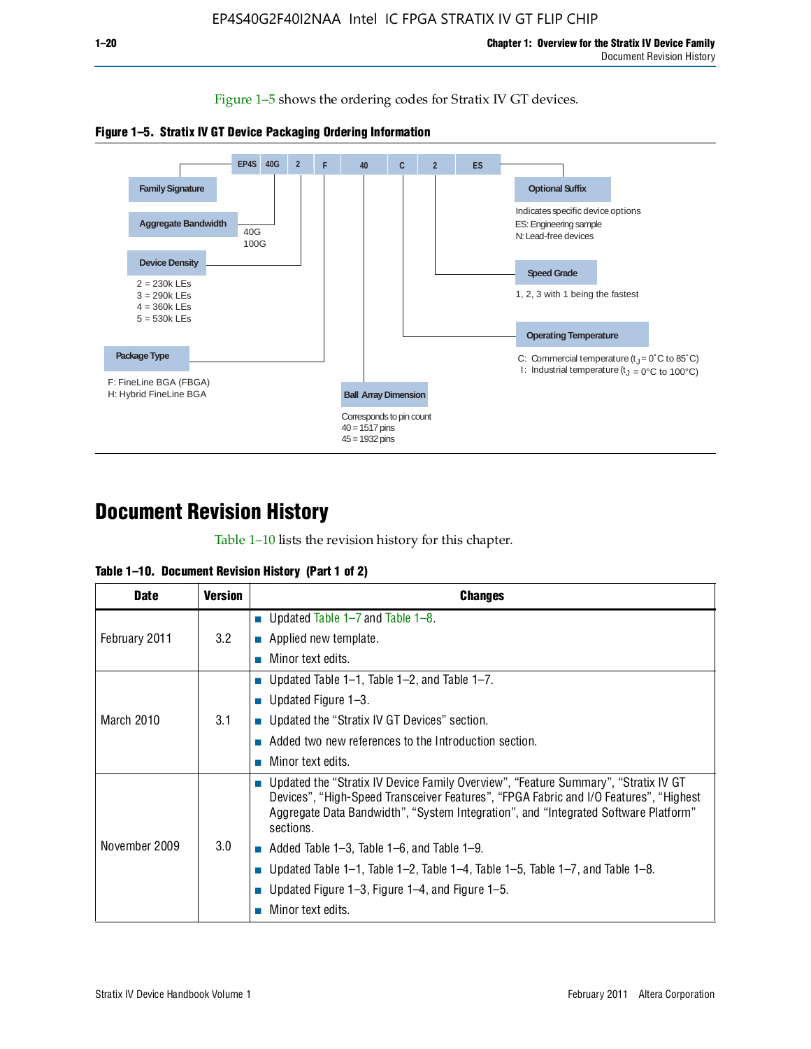Figure 1–5 shows the ordering codes for Stratix IV GT devices.

**Figure 1–5. Stratix IV GT Device Packaging Ordering Information**

EP4S 40G 2 F 40 C 2 ES

- **Family Signature**
- **Aggregate Bandwidth**: 40G, 100G
- **Device Density**: 2 = 230k LEs, 3 = 290k LEs, 4 = 360k LEs, 5 = 530k LEs
- **Package Type**: F: FineLine BGA (FBGA), H: Hybrid FineLine BGA
- **Ball Array Dimension**: Corresponds to pin count, 40 = 1517 pins, 45 = 1932 pins
- **Operating Temperature**: C: Commercial temperature ($t_J$ = 0˚C to 85˚C), I: Industrial temperature ($t_J$ = 0°C to 100°C)
- **Speed Grade**: 1, 2, 3 with 1 being the fastest
- **Optional Suffix**: Indicates specific device options, ES: Engineering sample, N: Lead-free devices

# Document Revision History

Table 1–10 lists the revision history for this chapter.

**Table 1–10. Document Revision History (Part 1 of 2)**

| Date | Version | Changes |
|---|---|---|
| February 2011 | 3.2 | ■ Updated Table 1–7 and Table 1–8.<br>■ Applied new template.<br>■ Minor text edits. |
| March 2010 | 3.1 | ■ Updated Table 1–1, Table 1–2, and Table 1–7.<br>■ Updated Figure 1–3.<br>■ Updated the "Stratix IV GT Devices" section.<br>■ Added two new references to the Introduction section.<br>■ Minor text edits. |
| November 2009 | 3.0 | ■ Updated the "Stratix IV Device Family Overview", "Feature Summary", "Stratix IV GT Devices", "High-Speed Transceiver Features", "FPGA Fabric and I/O Features", "Highest Aggregate Data Bandwidth", "System Integration", and "Integrated Software Platform" sections.<br>■ Added Table 1–3, Table 1–6, and Table 1–9.<br>■ Updated Table 1–1, Table 1–2, Table 1–4, Table 1–5, Table 1–7, and Table 1–8.<br>■ Updated Figure 1–3, Figure 1–4, and Figure 1–5.<br>■ Minor text edits. |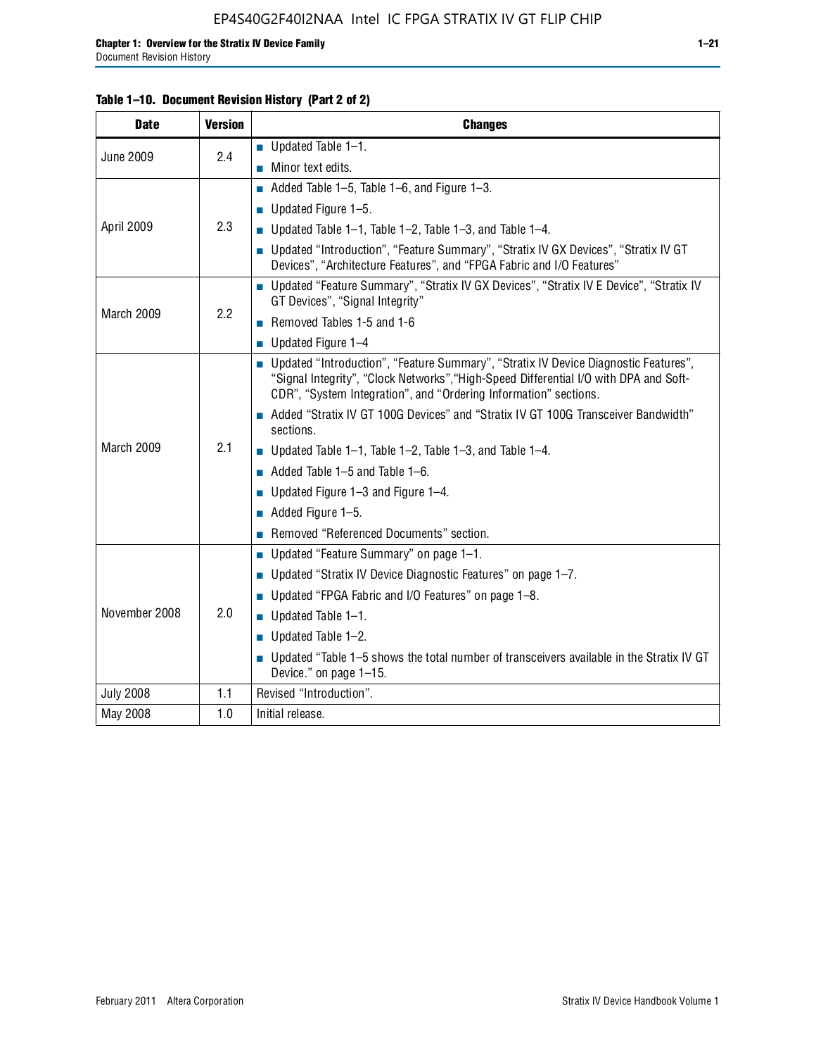**Table 1–10. Document Revision History (Part 2 of 2)**

| Date | Version | Changes |
|---|---|---|
| June 2009 | 2.4 | ■ Updated Table 1–1.<br>■ Minor text edits. |
| April 2009 | 2.3 | ■ Added Table 1–5, Table 1–6, and Figure 1–3.<br>■ Updated Figure 1–5.<br>■ Updated Table 1–1, Table 1–2, Table 1–3, and Table 1–4.<br>■ Updated "Introduction", "Feature Summary", "Stratix IV GX Devices", "Stratix IV GT Devices", "Architecture Features", and "FPGA Fabric and I/O Features" |
| March 2009 | 2.2 | ■ Updated "Feature Summary", "Stratix IV GX Devices", "Stratix IV E Device", "Stratix IV GT Devices", "Signal Integrity"<br>■ Removed Tables 1-5 and 1-6<br>■ Updated Figure 1–4 |
| March 2009 | 2.1 | ■ Updated "Introduction", "Feature Summary", "Stratix IV Device Diagnostic Features", "Signal Integrity", "Clock Networks","High-Speed Differential I/O with DPA and Soft-CDR", "System Integration", and "Ordering Information" sections.<br>■ Added "Stratix IV GT 100G Devices" and "Stratix IV GT 100G Transceiver Bandwidth" sections.<br>■ Updated Table 1–1, Table 1–2, Table 1–3, and Table 1–4.<br>■ Added Table 1–5 and Table 1–6.<br>■ Updated Figure 1–3 and Figure 1–4.<br>■ Added Figure 1–5.<br>■ Removed "Referenced Documents" section. |
| November 2008 | 2.0 | ■ Updated "Feature Summary" on page 1–1.<br>■ Updated "Stratix IV Device Diagnostic Features" on page 1–7.<br>■ Updated "FPGA Fabric and I/O Features" on page 1–8.<br>■ Updated Table 1–1.<br>■ Updated Table 1–2.<br>■ Updated "Table 1–5 shows the total number of transceivers available in the Stratix IV GT Device." on page 1–15. |
| July 2008 | 1.1 | Revised "Introduction". |
| May 2008 | 1.0 | Initial release. |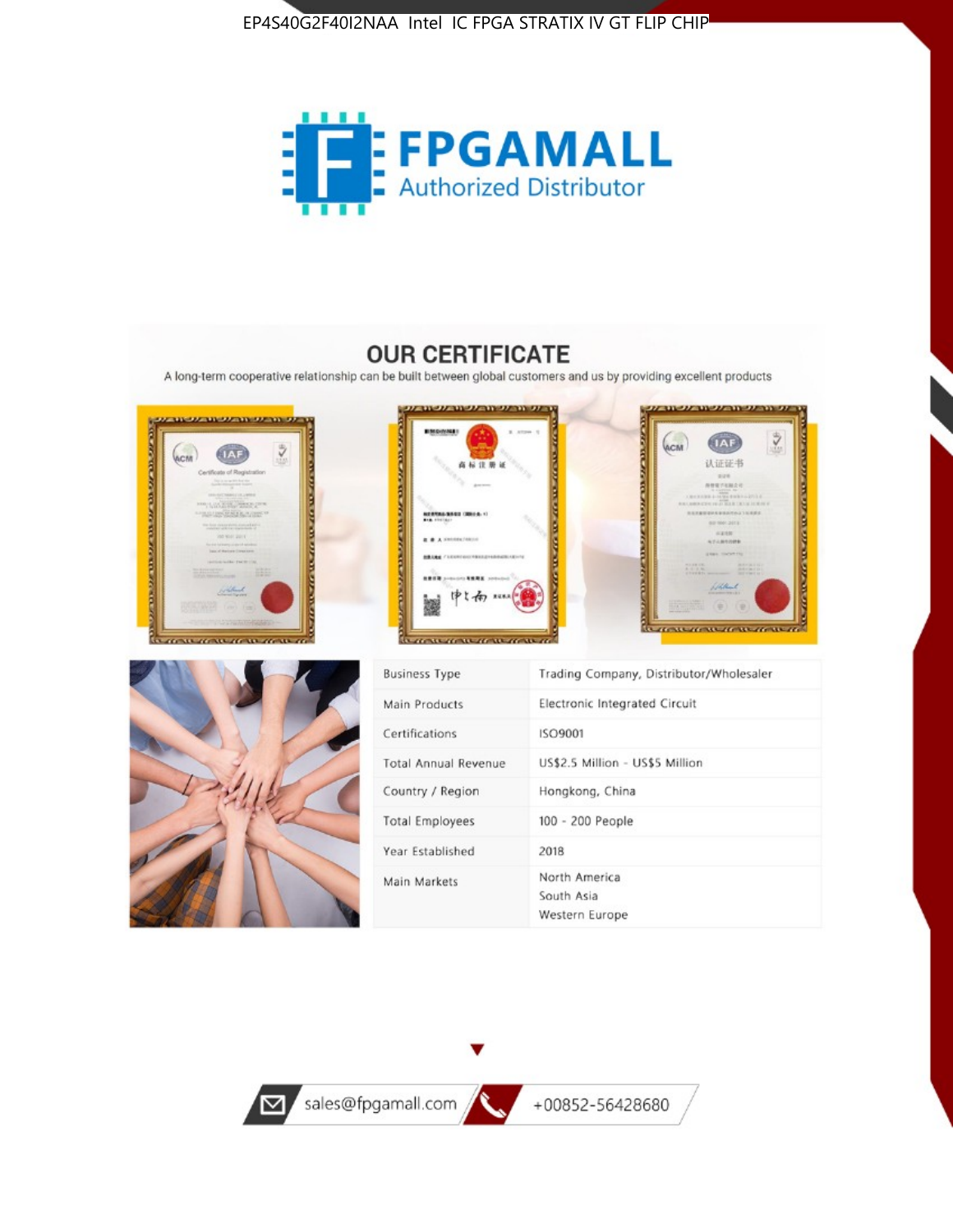FPGAMALL
Authorized Distributor

## OUR CERTIFICATE

A long-term cooperative relationship can be built between global customers and us by providing excellent products

| | |
|---|---|
| Business Type | Trading Company, Distributor/Wholesaler |
| Main Products | Electronic Integrated Circuit |
| Certifications | ISO9001 |
| Total Annual Revenue | US$2.5 Million - US$5 Million |
| Country / Region | Hongkong, China |
| Total Employees | 100 - 200 People |
| Year Established | 2018 |
| Main Markets | North America<br>South Asia<br>Western Europe |

sales@fpgamall.com +00852-56428680